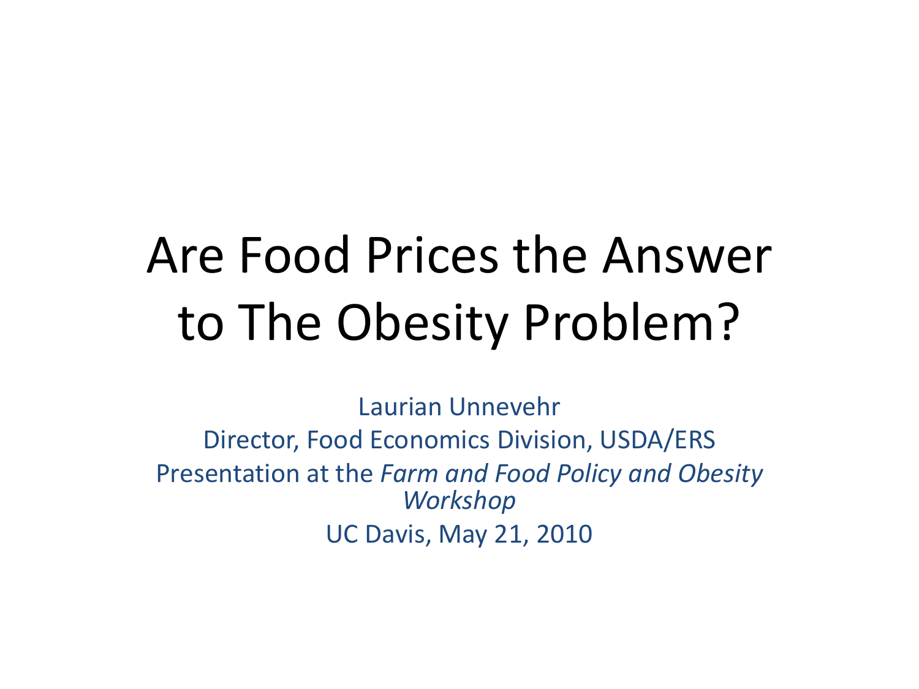# Are Food Prices the Answer to The Obesity Problem?

Laurian Unnevehr

Director, Food Economics Division, USDA/ERS

Presentation at the *Farm and Food Policy and Obesity Workshop*

UC Davis, May 21, 2010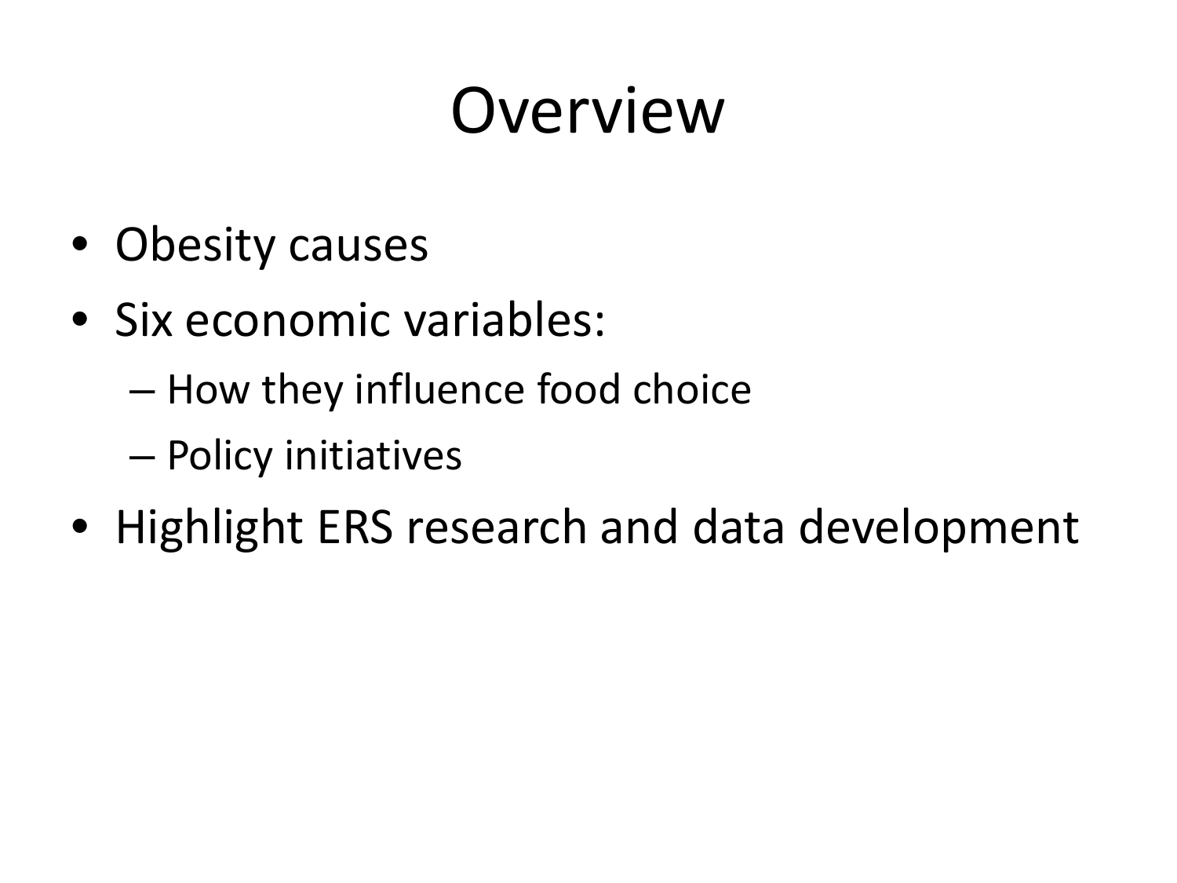# Overview

- Obesity causes
- Six economic variables:
  - How they influence food choice
  - Policy initiatives
- Highlight ERS research and data development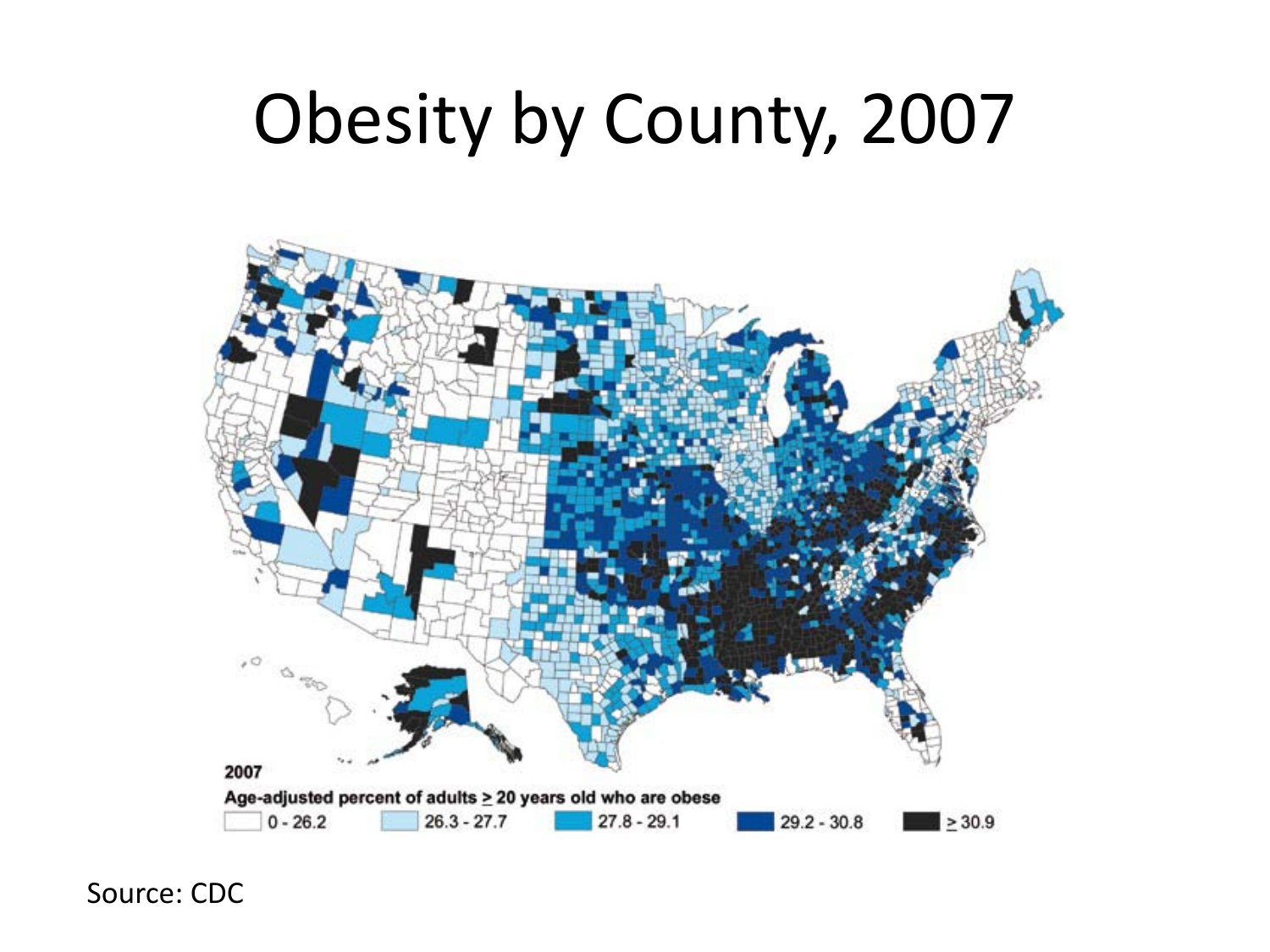# Obesity by County, 2007

2007

Age-adjusted percent of adults ≥ 20 years old who are obese

0 - 26.2 | 26.3 - 27.7 | 27.8 - 29.1 | 29.2 - 30.8 | ≥ 30.9

Source: CDC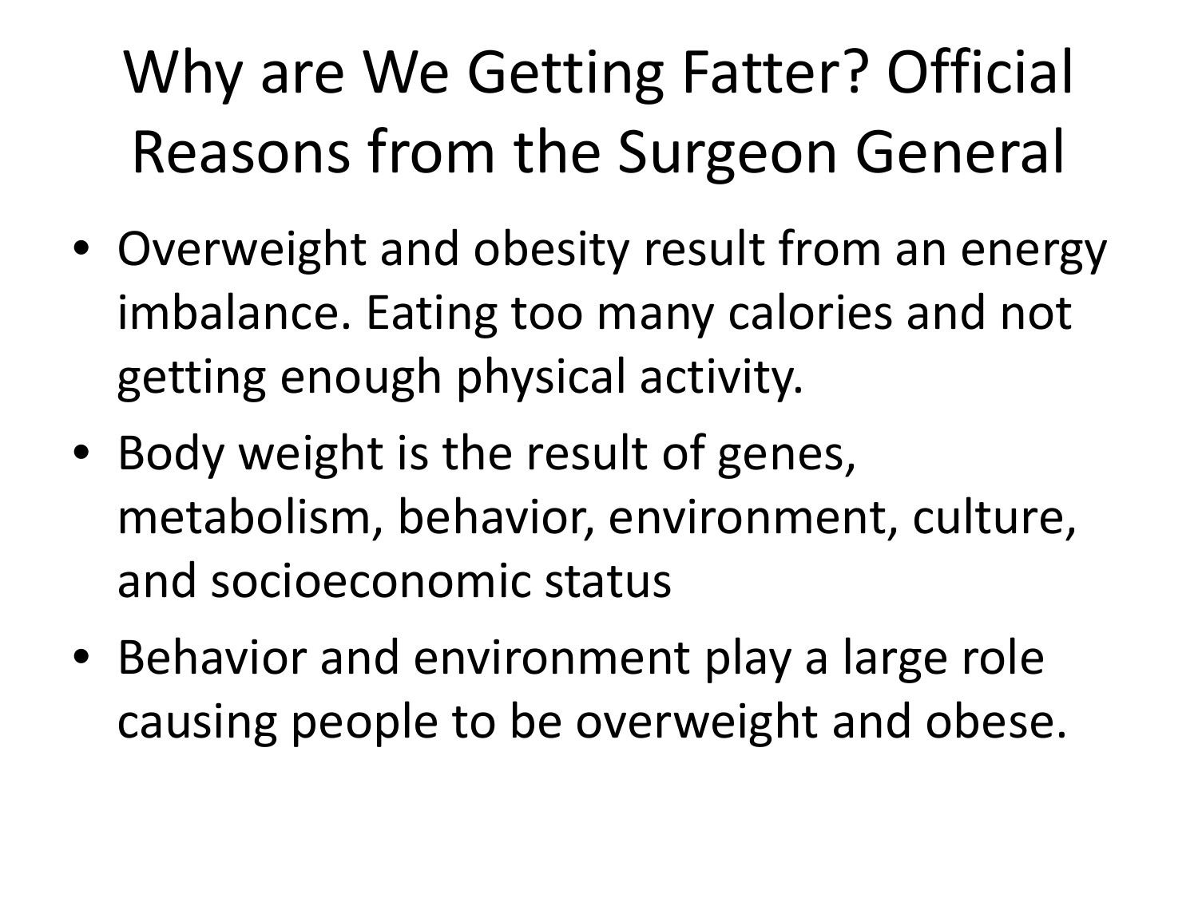# Why are We Getting Fatter? Official Reasons from the Surgeon General

- Overweight and obesity result from an energy imbalance. Eating too many calories and not getting enough physical activity.
- Body weight is the result of genes, metabolism, behavior, environment, culture, and socioeconomic status
- Behavior and environment play a large role causing people to be overweight and obese.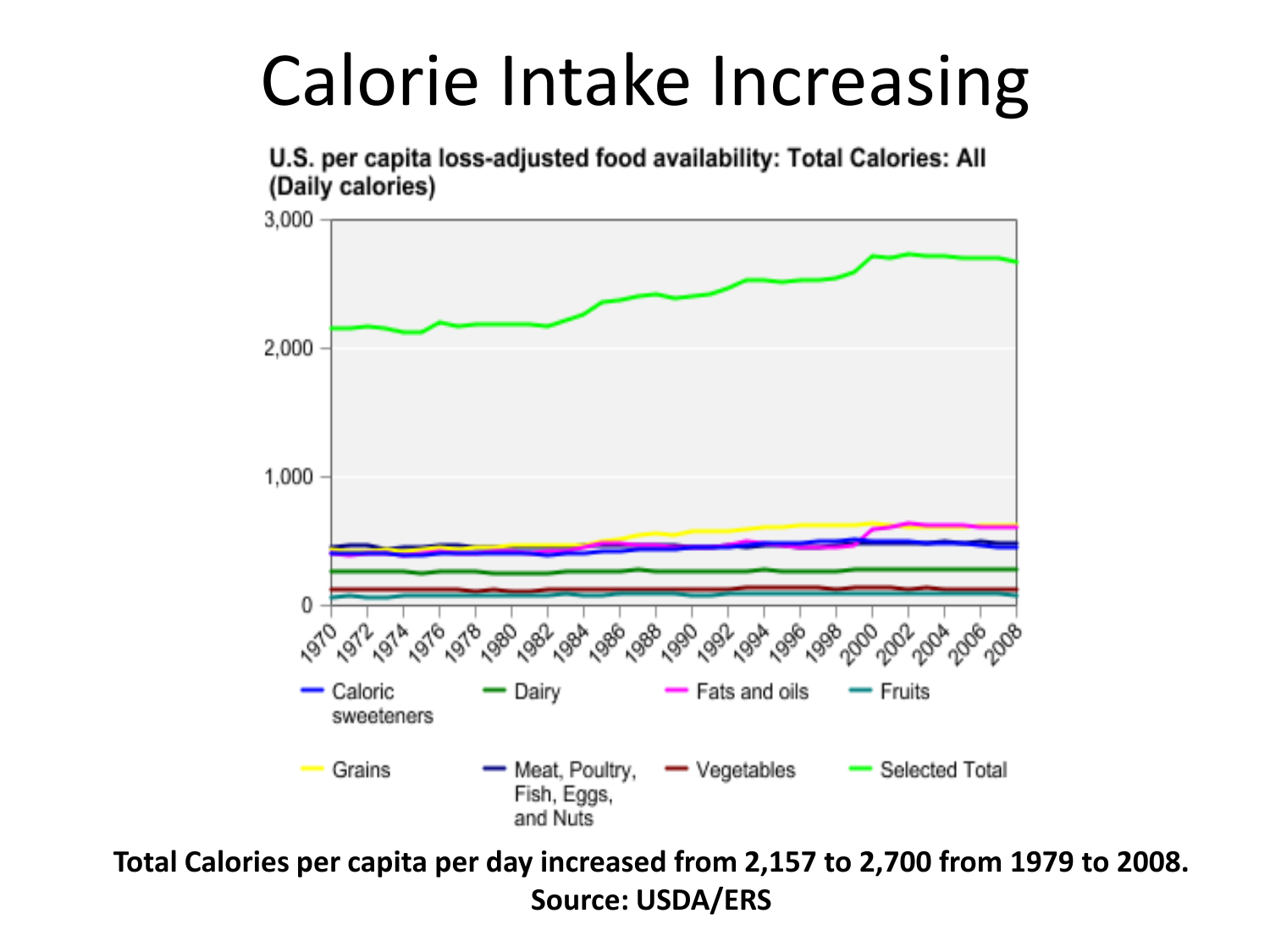# Calorie Intake Increasing

**U.S. per capita loss-adjusted food availability: Total Calories: All (Daily calories)**

Legend: Caloric sweeteners, Dairy, Fats and oils, Fruits, Grains, Meat, Poultry, Fish, Eggs, and Nuts, Vegetables, Selected Total

**Total Calories per capita per day increased from 2,157 to 2,700 from 1979 to 2008.**
**Source: USDA/ERS**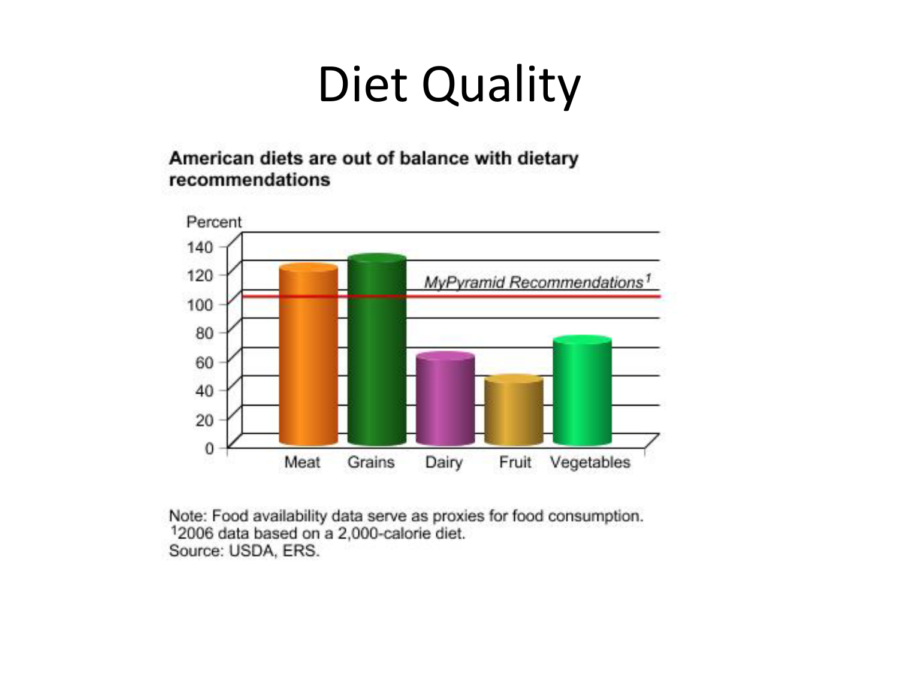# Diet Quality

**American diets are out of balance with dietary recommendations**

Percent

140
120
100
80
60
40
20
0

*MyPyramid Recommendations*[1]

Meat Grains Dairy Fruit Vegetables

Note: Food availability data serve as proxies for food consumption.
[1]2006 data based on a 2,000-calorie diet.
Source: USDA, ERS.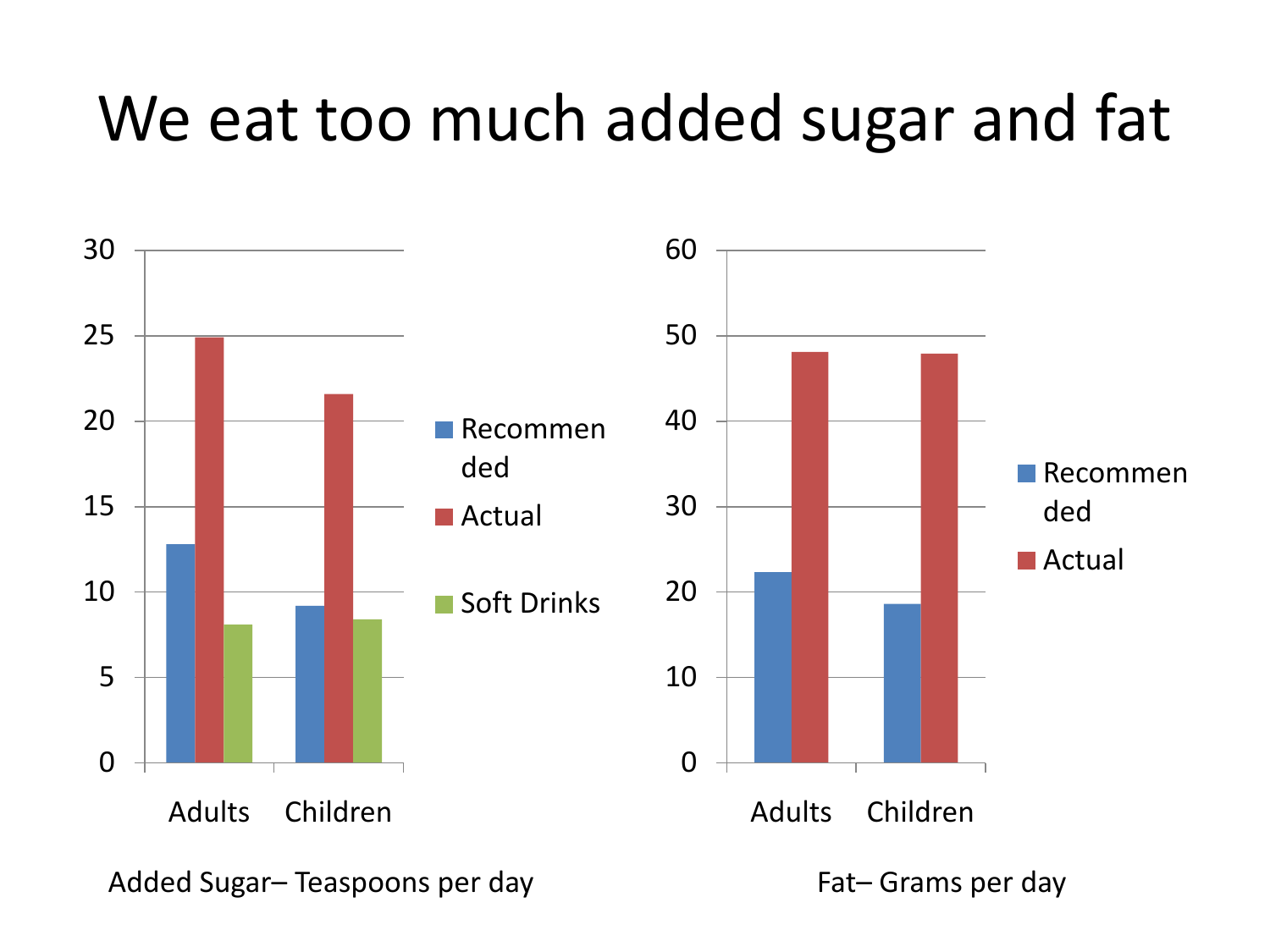# We eat too much added sugar and fat

Added Sugar– Teaspoons per day

Fat– Grams per day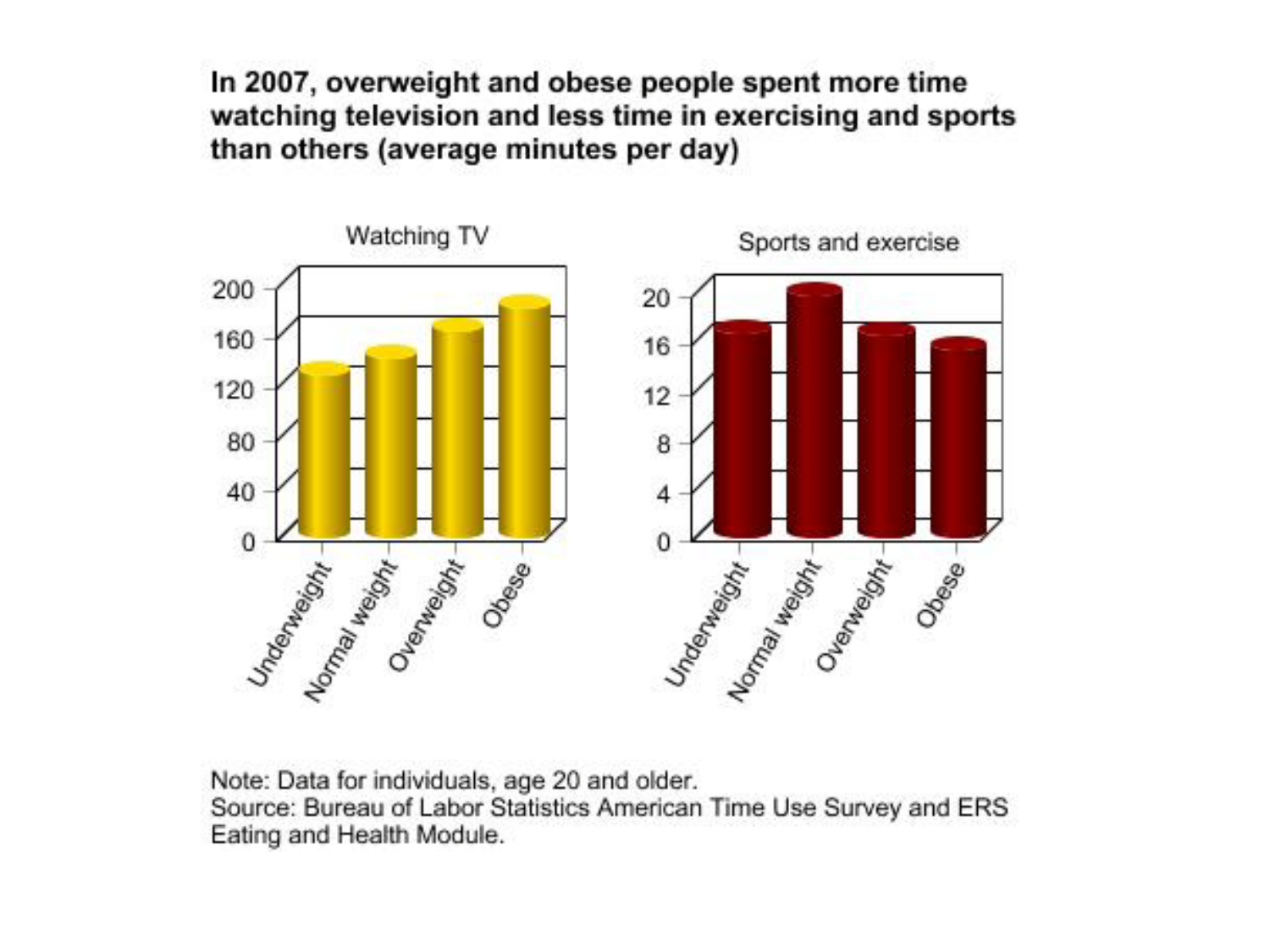**In 2007, overweight and obese people spent more time watching television and less time in exercising and sports than others (average minutes per day)**

Watching TV

Sports and exercise

Note: Data for individuals, age 20 and older.
Source: Bureau of Labor Statistics American Time Use Survey and ERS Eating and Health Module.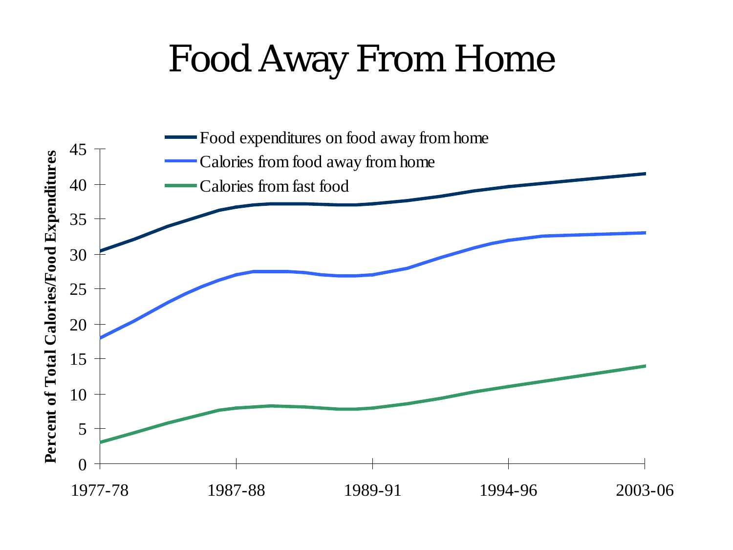# Food Away From Home

- Food expenditures on food away from home
- Calories from food away from home
- Calories from fast food

Percent of Total Calories/Food Expenditures

45
40
35
30
25
20
15
10
5
0

1977-78 | 1987-88 | 1989-91 | 1994-96 | 2003-06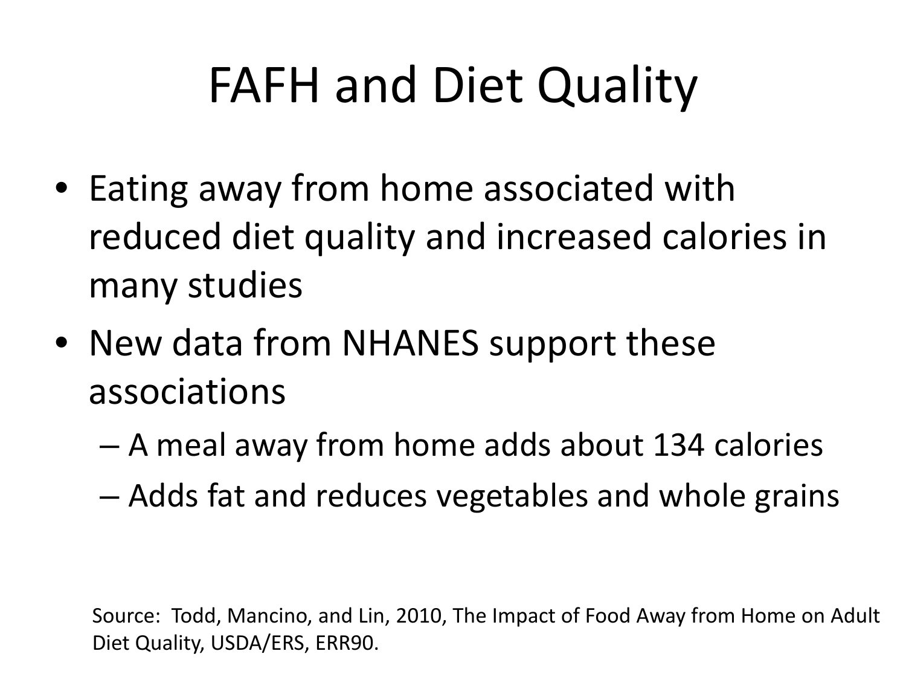# FAFH and Diet Quality

- Eating away from home associated with reduced diet quality and increased calories in many studies
- New data from NHANES support these associations
  - A meal away from home adds about 134 calories
  - Adds fat and reduces vegetables and whole grains

Source: Todd, Mancino, and Lin, 2010, The Impact of Food Away from Home on Adult Diet Quality, USDA/ERS, ERR90.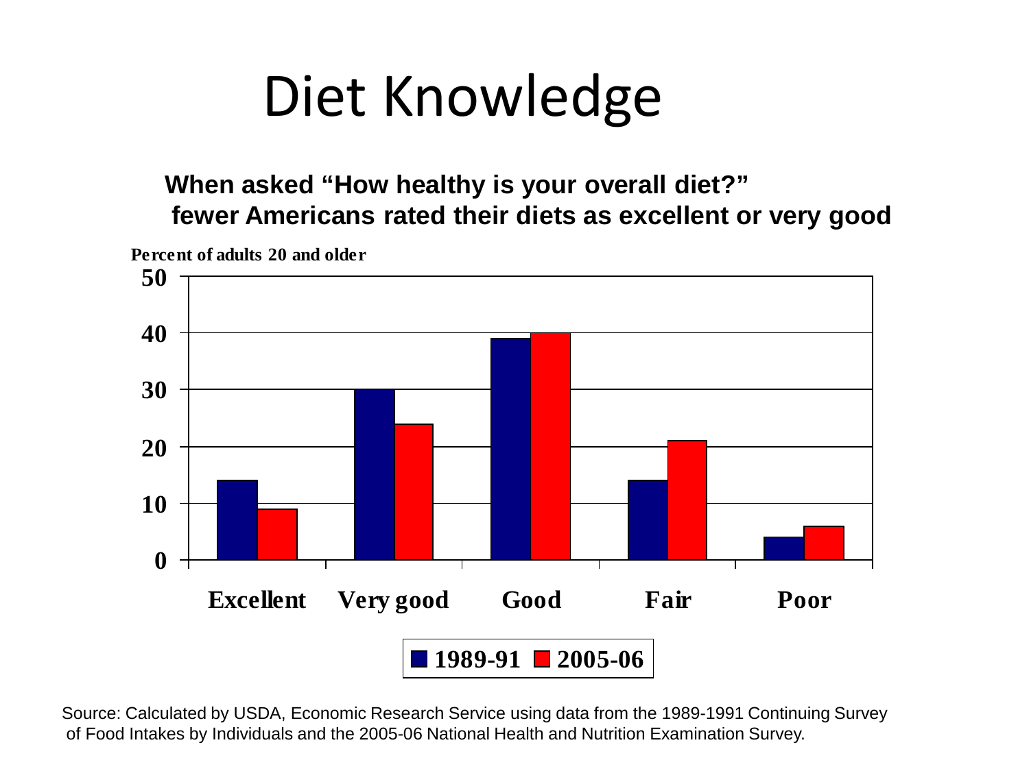# Diet Knowledge

**When asked "How healthy is your overall diet?" fewer Americans rated their diets as excellent or very good**

Percent of adults 20 and older

| | 1989-91 | 2005-06 |
|---|---|---|
| Excellent | 14 | 9 |
| Very good | 30 | 24 |
| Good | 39 | 40 |
| Fair | 14 | 21 |
| Poor | 4 | 6 |

Source: Calculated by USDA, Economic Research Service using data from the 1989-1991 Continuing Survey of Food Intakes by Individuals and the 2005-06 National Health and Nutrition Examination Survey.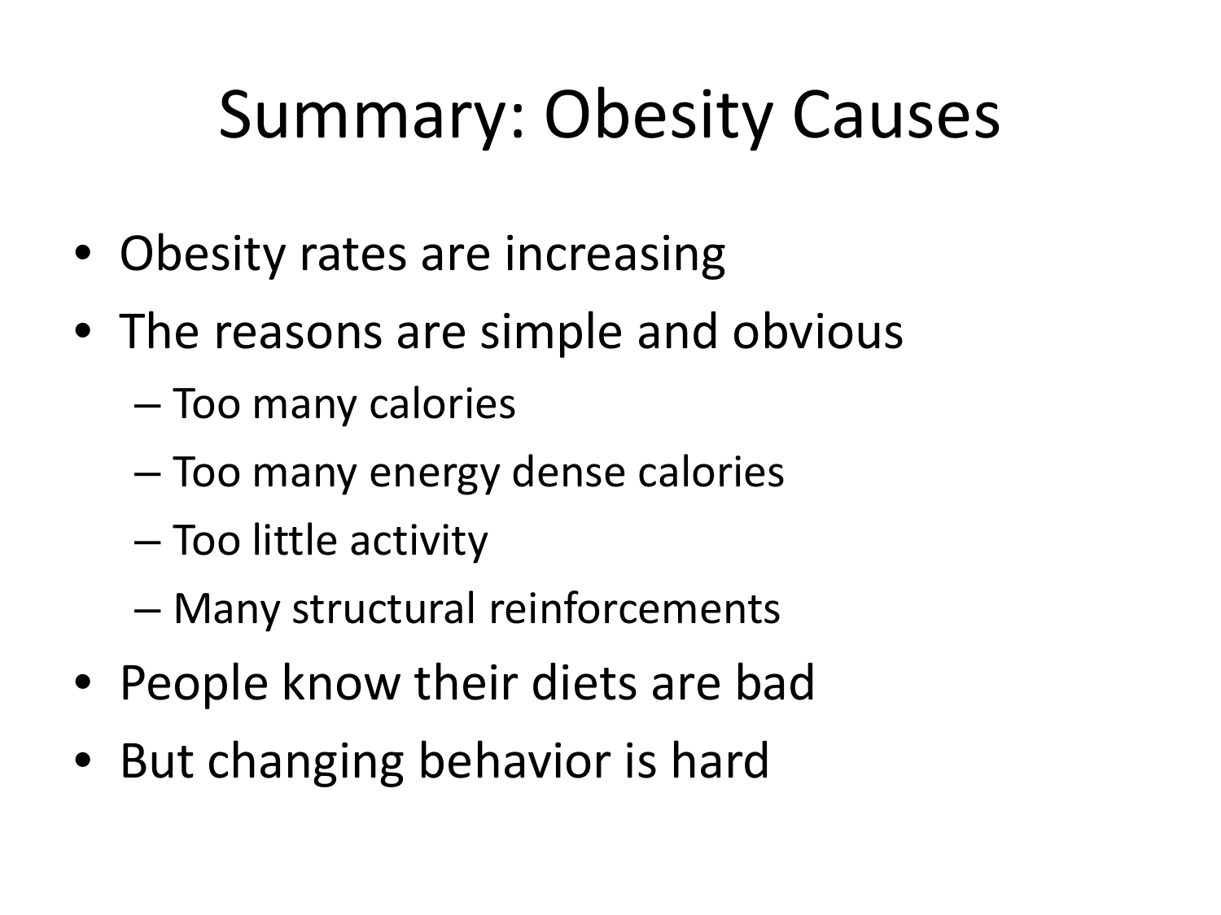# Summary: Obesity Causes

- Obesity rates are increasing
- The reasons are simple and obvious
  - Too many calories
  - Too many energy dense calories
  - Too little activity
  - Many structural reinforcements
- People know their diets are bad
- But changing behavior is hard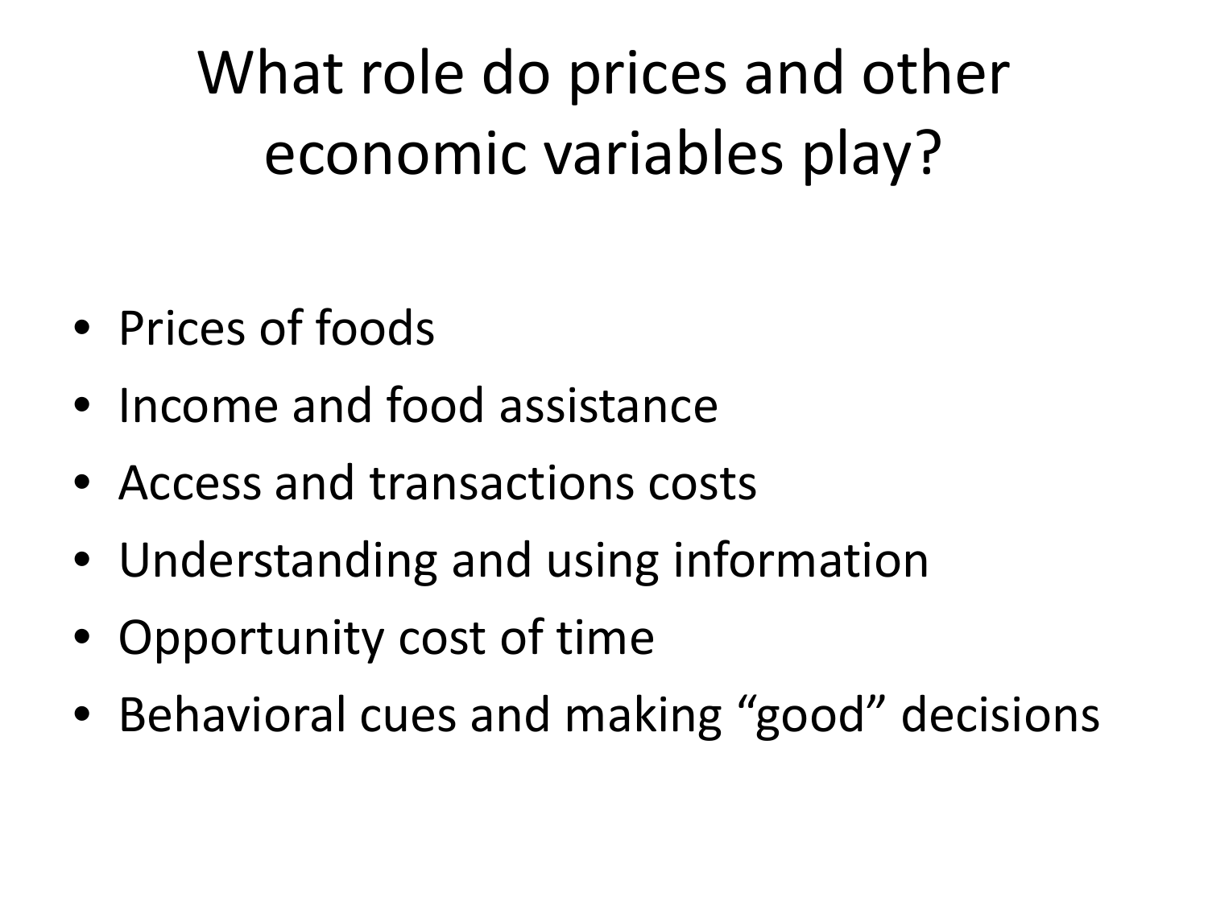# What role do prices and other economic variables play?

- Prices of foods
- Income and food assistance
- Access and transactions costs
- Understanding and using information
- Opportunity cost of time
- Behavioral cues and making “good” decisions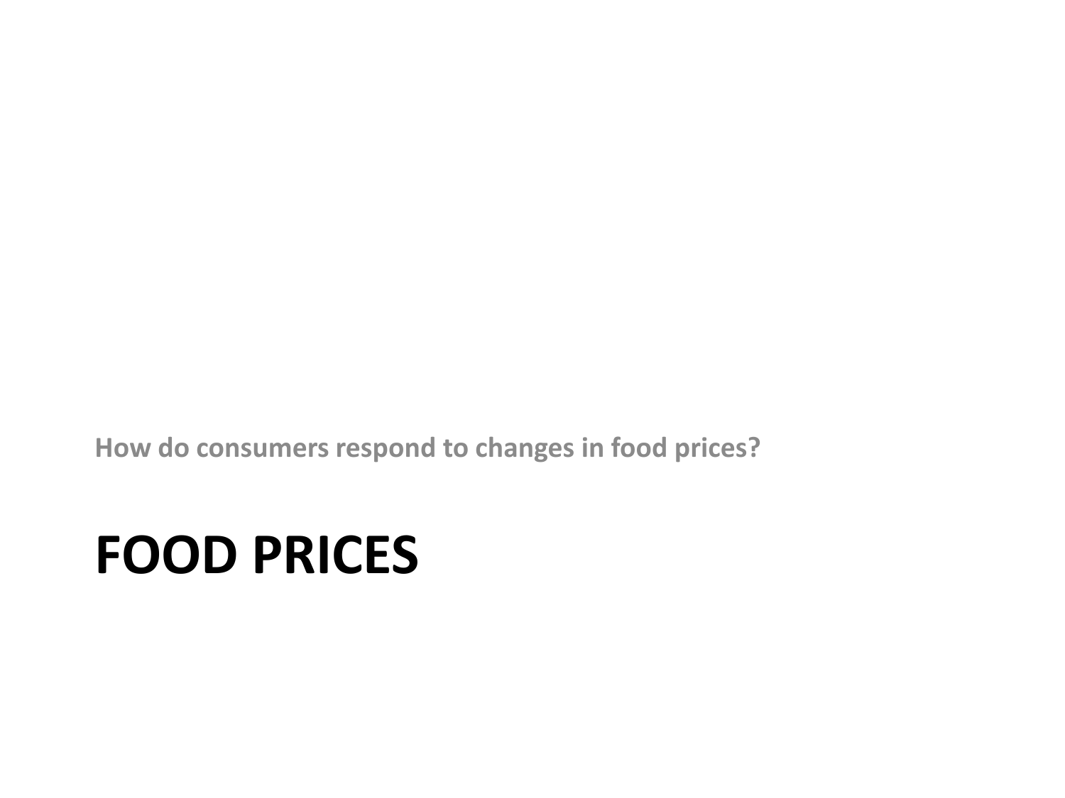How do consumers respond to changes in food prices?

# FOOD PRICES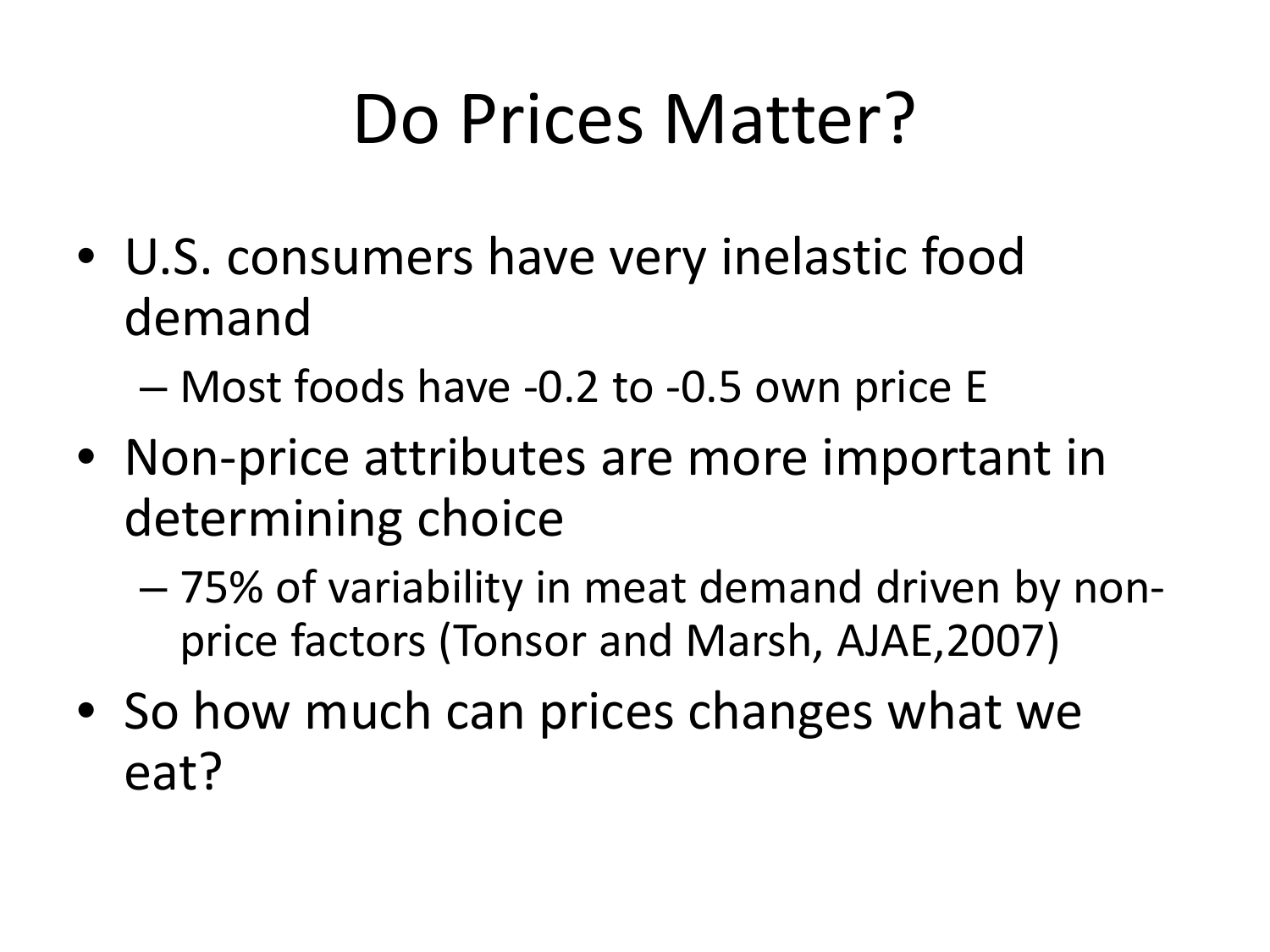# Do Prices Matter?

- U.S. consumers have very inelastic food demand
  - Most foods have -0.2 to -0.5 own price E
- Non-price attributes are more important in determining choice
  - 75% of variability in meat demand driven by non-price factors (Tonsor and Marsh, AJAE,2007)
- So how much can prices changes what we eat?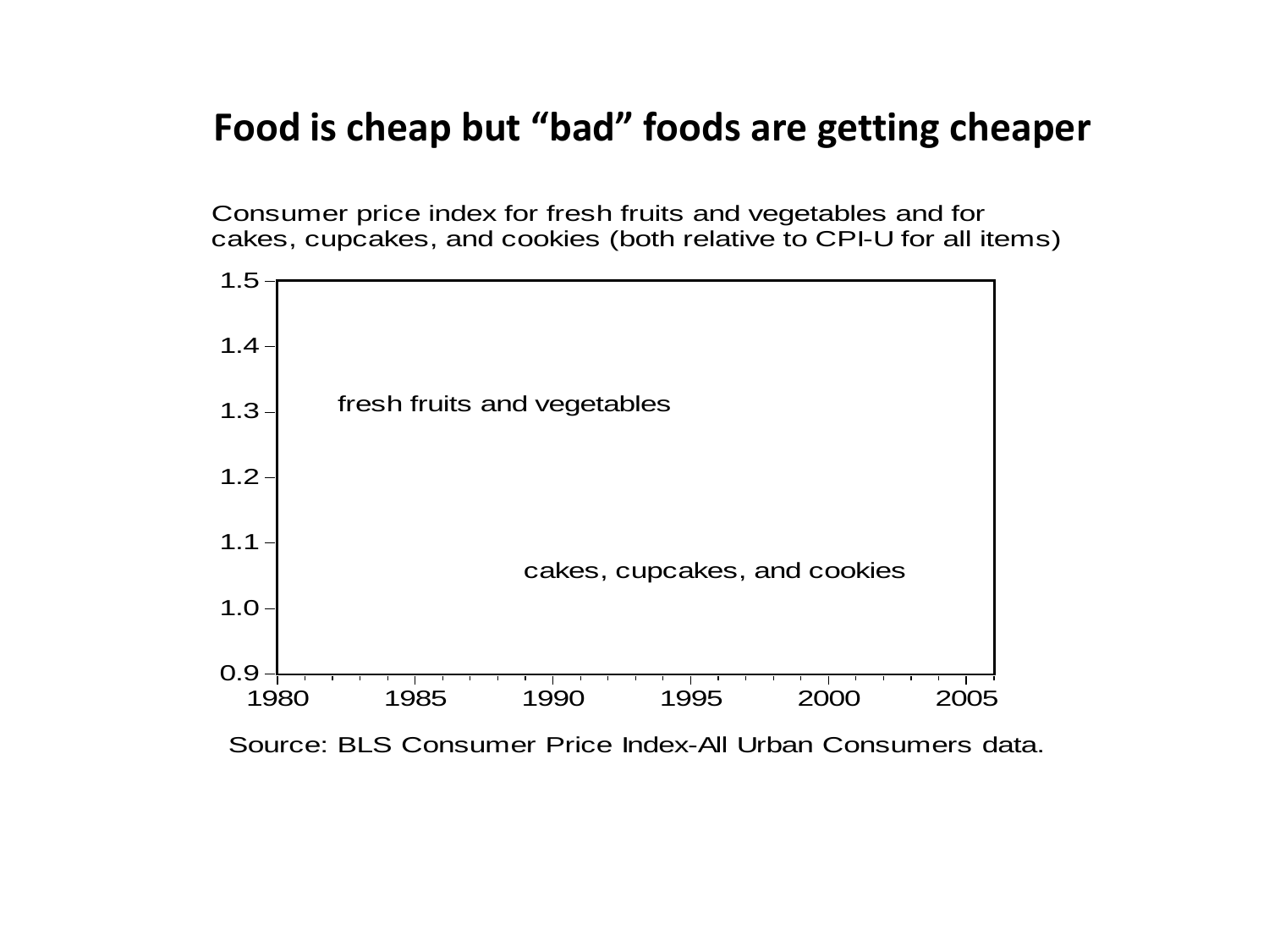# Food is cheap but "bad" foods are getting cheaper

Consumer price index for fresh fruits and vegetables and for cakes, cupcakes, and cookies (both relative to CPI-U for all items)

fresh fruits and vegetables

cakes, cupcakes, and cookies

Source: BLS Consumer Price Index-All Urban Consumers data.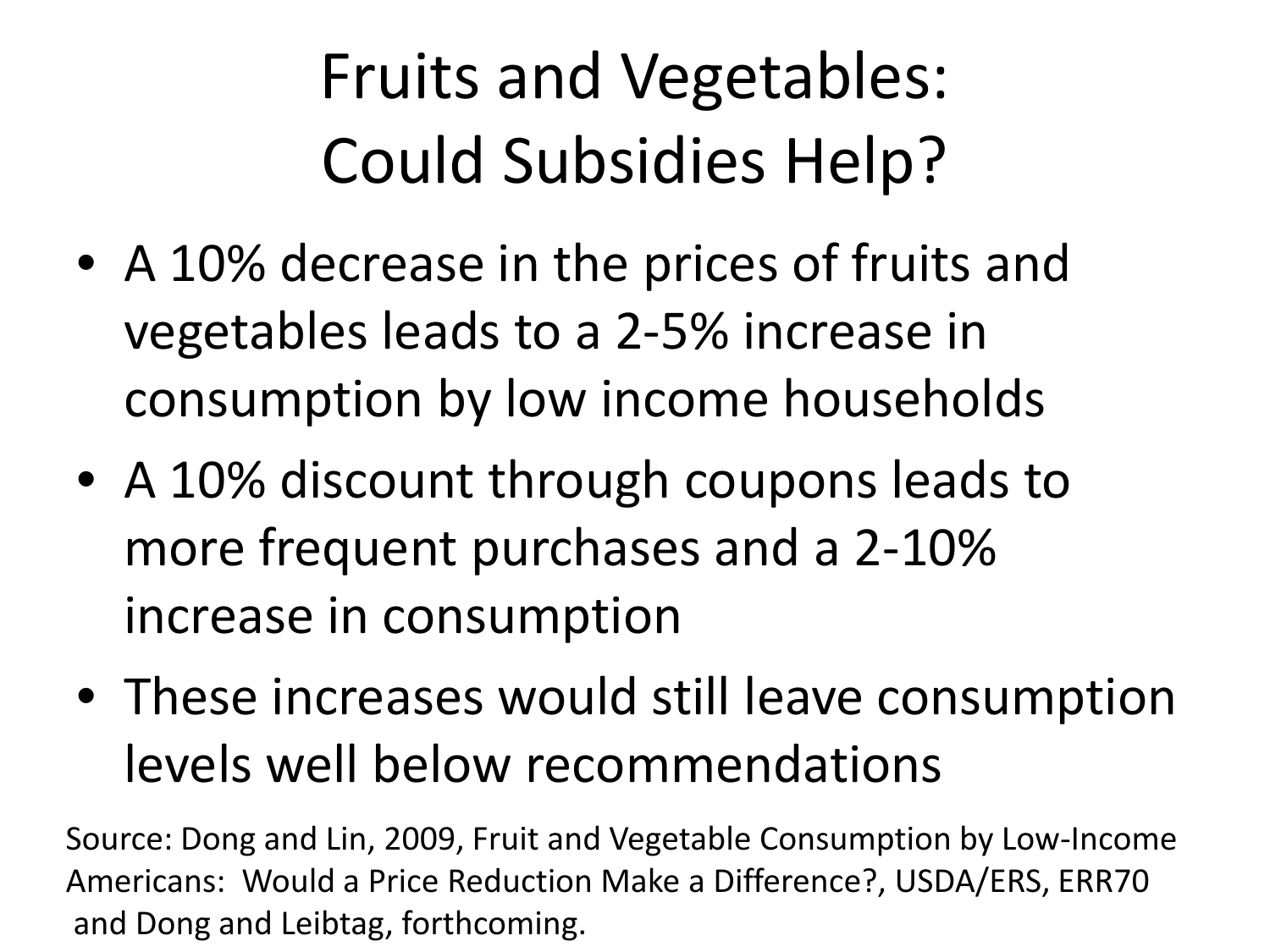# Fruits and Vegetables: Could Subsidies Help?

- A 10% decrease in the prices of fruits and vegetables leads to a 2-5% increase in consumption by low income households
- A 10% discount through coupons leads to more frequent purchases and a 2-10% increase in consumption
- These increases would still leave consumption levels well below recommendations

Source: Dong and Lin, 2009, Fruit and Vegetable Consumption by Low-Income Americans: Would a Price Reduction Make a Difference?, USDA/ERS, ERR70 and Dong and Leibtag, forthcoming.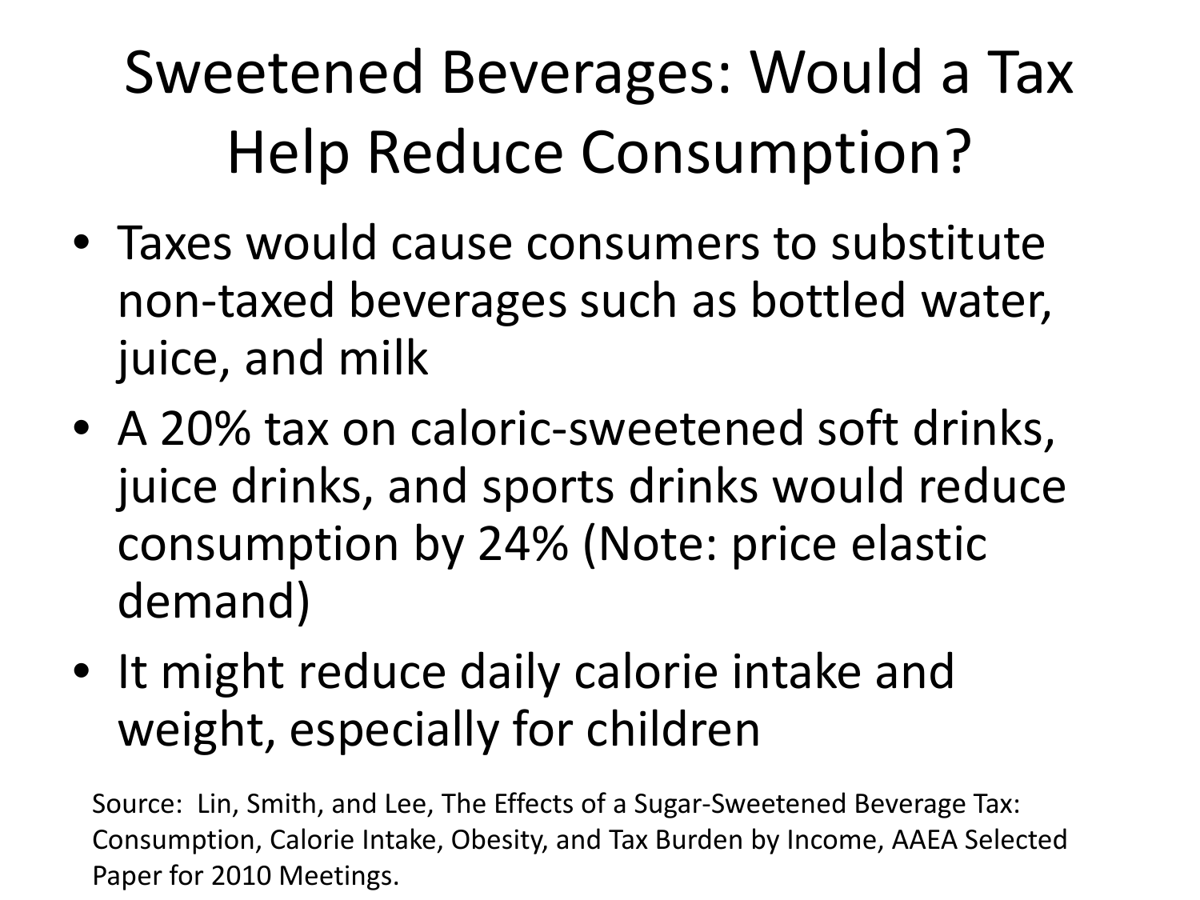# Sweetened Beverages: Would a Tax Help Reduce Consumption?

- Taxes would cause consumers to substitute non-taxed beverages such as bottled water, juice, and milk
- A 20% tax on caloric-sweetened soft drinks, juice drinks, and sports drinks would reduce consumption by 24% (Note: price elastic demand)
- It might reduce daily calorie intake and weight, especially for children

Source: Lin, Smith, and Lee, The Effects of a Sugar-Sweetened Beverage Tax: Consumption, Calorie Intake, Obesity, and Tax Burden by Income, AAEA Selected Paper for 2010 Meetings.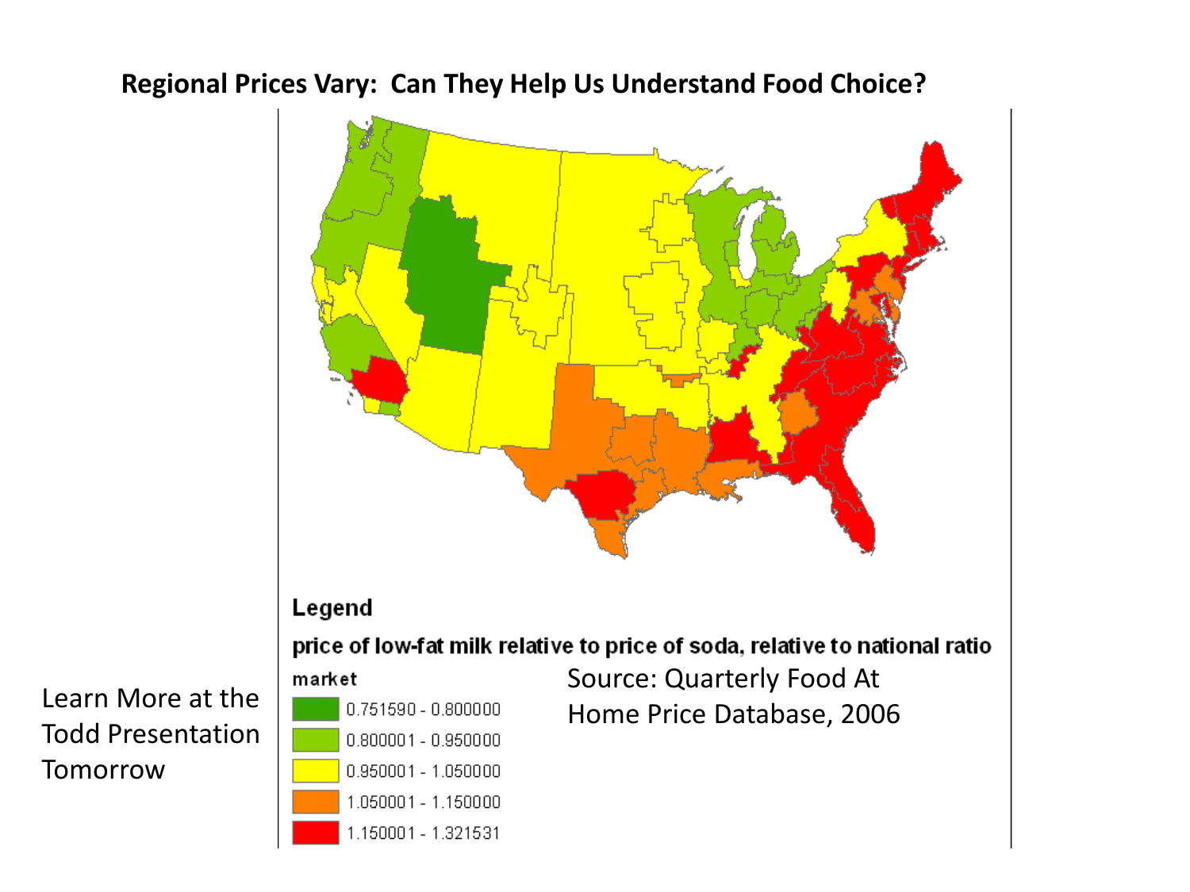# Regional Prices Vary: Can They Help Us Understand Food Choice?

**Legend**

**price of low-fat milk relative to price of soda, relative to national ratio**

**market**

- 0.751590 - 0.800000
- 0.800001 - 0.950000
- 0.950001 - 1.050000
- 1.050001 - 1.150000
- 1.150001 - 1.321531

Source: Quarterly Food At Home Price Database, 2006

Learn More at the Todd Presentation Tomorrow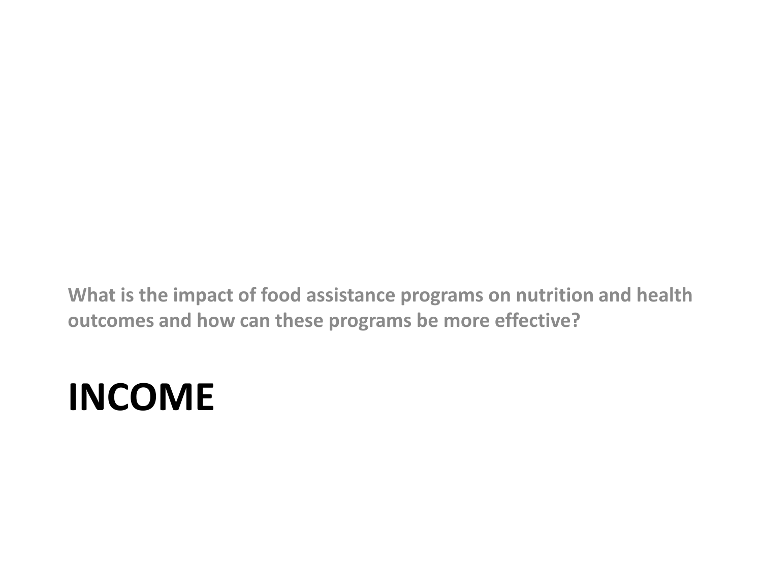What is the impact of food assistance programs on nutrition and health outcomes and how can these programs be more effective?

# INCOME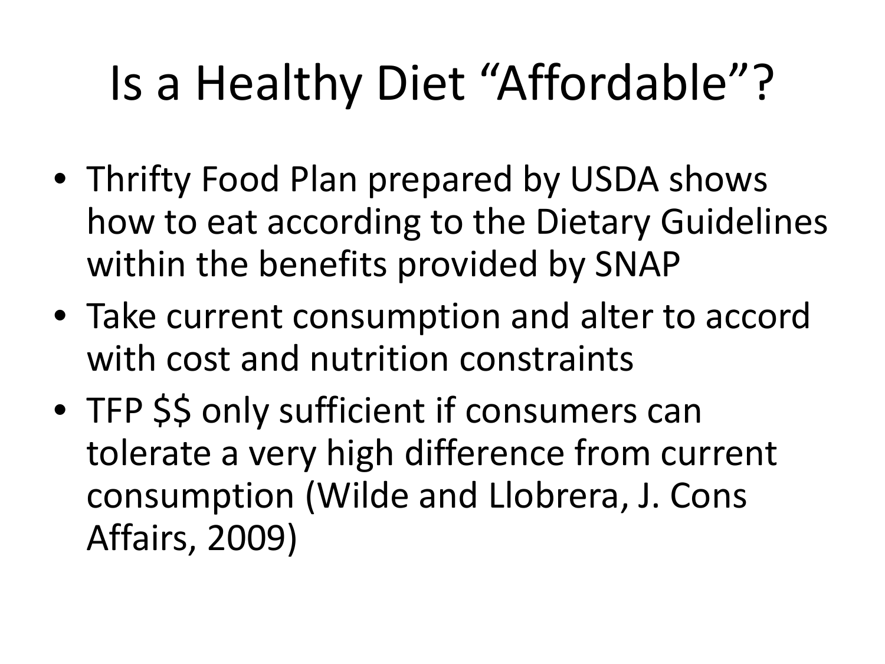# Is a Healthy Diet "Affordable"?

- Thrifty Food Plan prepared by USDA shows how to eat according to the Dietary Guidelines within the benefits provided by SNAP
- Take current consumption and alter to accord with cost and nutrition constraints
- TFP $$ only sufficient if consumers can tolerate a very high difference from current consumption (Wilde and Llobrera, J. Cons Affairs, 2009)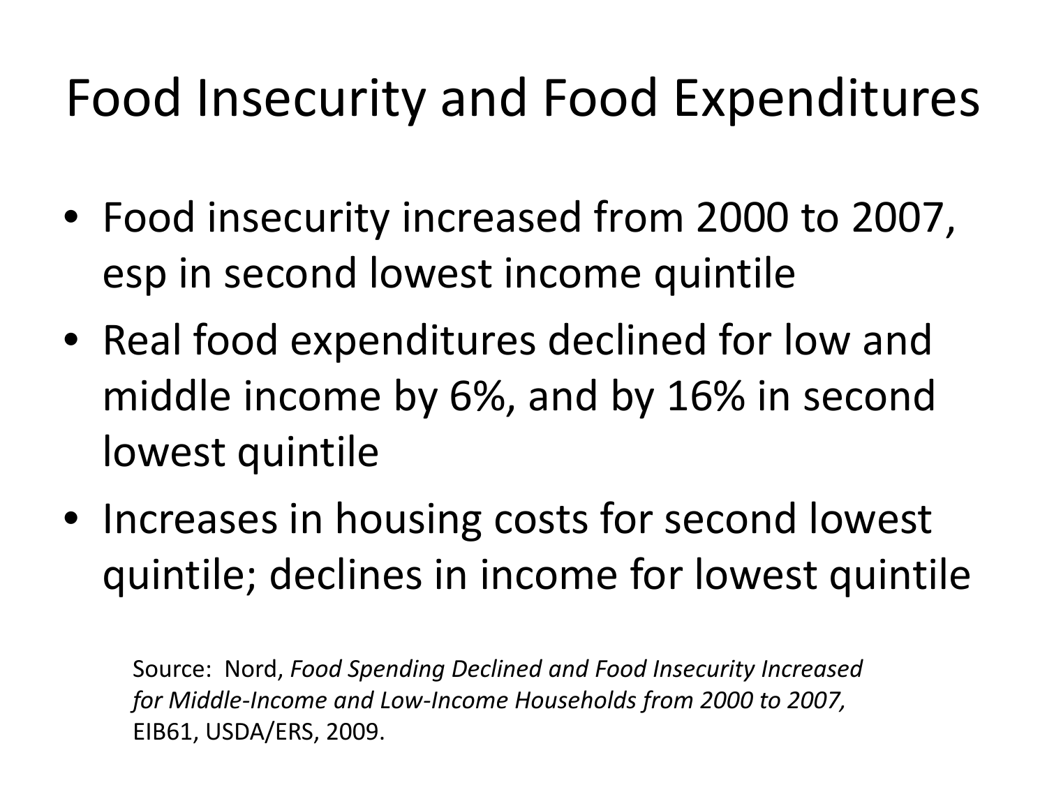# Food Insecurity and Food Expenditures

- Food insecurity increased from 2000 to 2007, esp in second lowest income quintile
- Real food expenditures declined for low and middle income by 6%, and by 16% in second lowest quintile
- Increases in housing costs for second lowest quintile; declines in income for lowest quintile

Source: Nord, *Food Spending Declined and Food Insecurity Increased for Middle-Income and Low-Income Households from 2000 to 2007,* EIB61, USDA/ERS, 2009.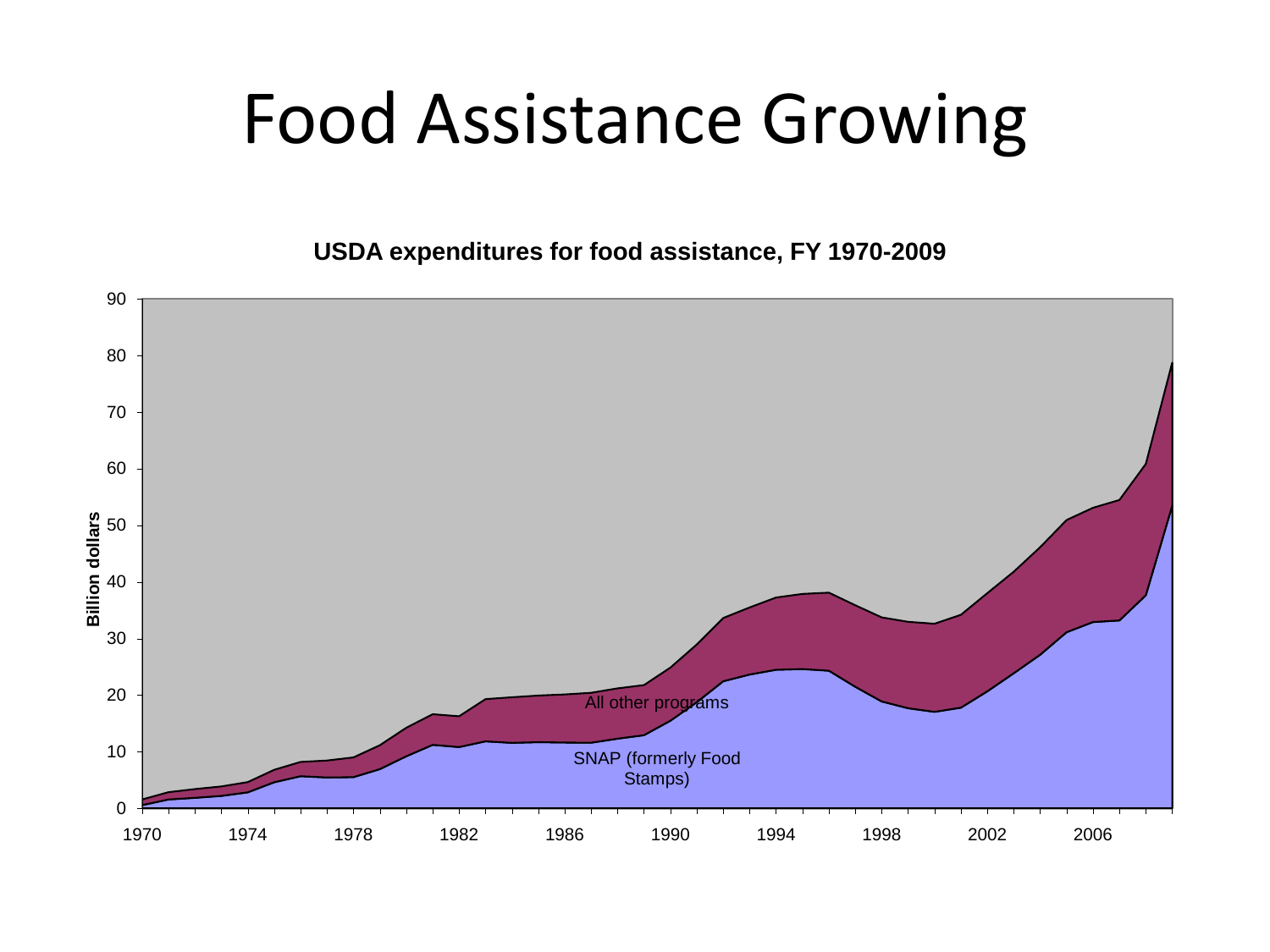# Food Assistance Growing

**USDA expenditures for food assistance, FY 1970-2009**

Billion dollars

All other programs

SNAP (formerly Food Stamps)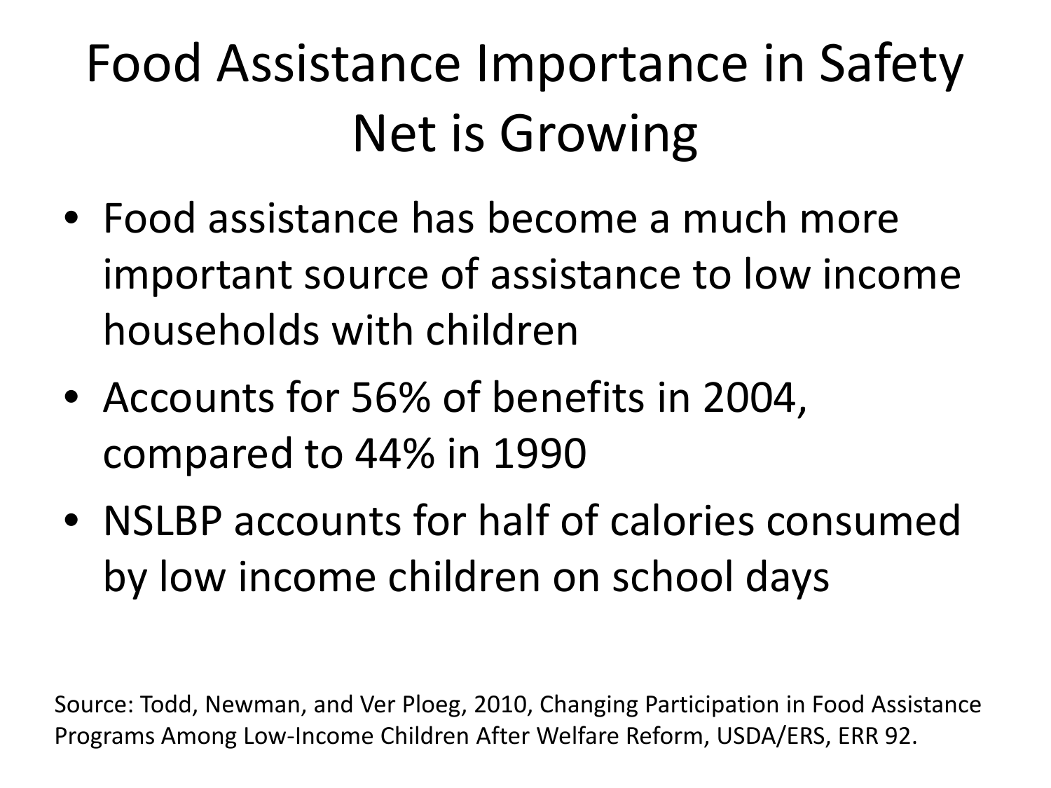# Food Assistance Importance in Safety Net is Growing

- Food assistance has become a much more important source of assistance to low income households with children
- Accounts for 56% of benefits in 2004, compared to 44% in 1990
- NSLBP accounts for half of calories consumed by low income children on school days

Source: Todd, Newman, and Ver Ploeg, 2010, Changing Participation in Food Assistance Programs Among Low-Income Children After Welfare Reform, USDA/ERS, ERR 92.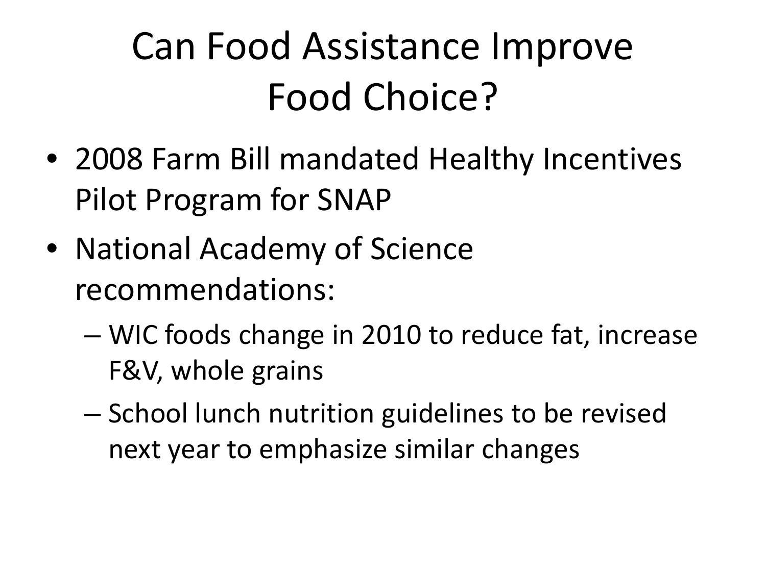# Can Food Assistance Improve Food Choice?

- 2008 Farm Bill mandated Healthy Incentives Pilot Program for SNAP
- National Academy of Science recommendations:
  - WIC foods change in 2010 to reduce fat, increase F&V, whole grains
  - School lunch nutrition guidelines to be revised next year to emphasize similar changes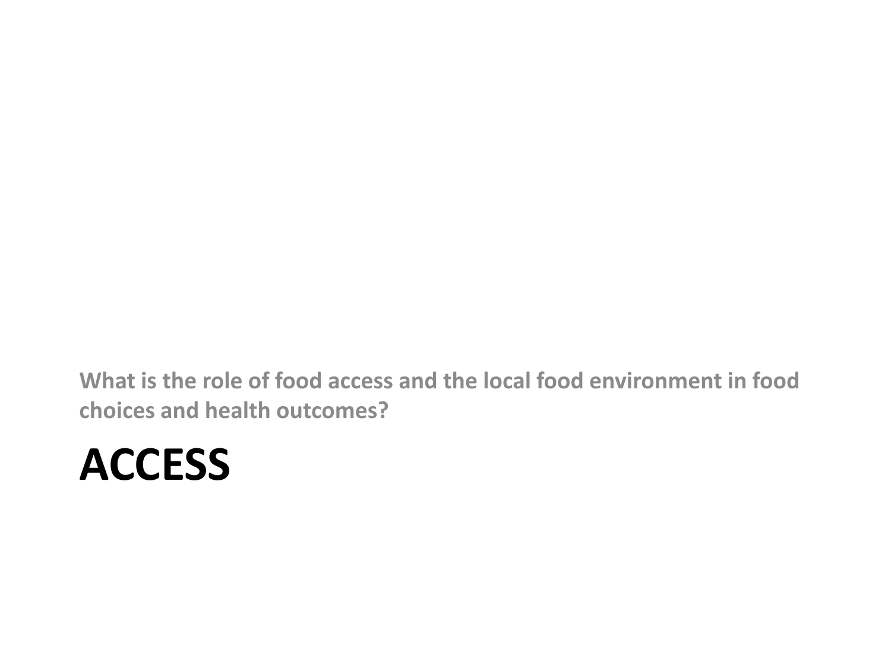**What is the role of food access and the local food environment in food choices and health outcomes?**

# ACCESS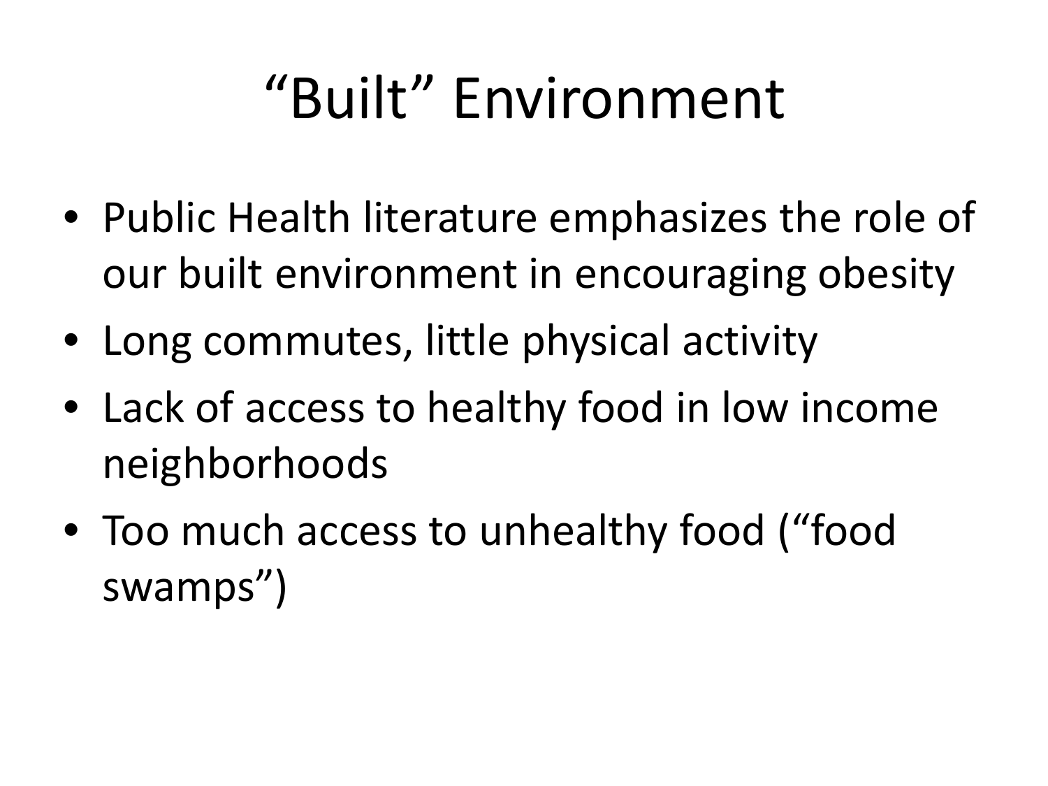# "Built" Environment

- Public Health literature emphasizes the role of our built environment in encouraging obesity
- Long commutes, little physical activity
- Lack of access to healthy food in low income neighborhoods
- Too much access to unhealthy food ("food swamps")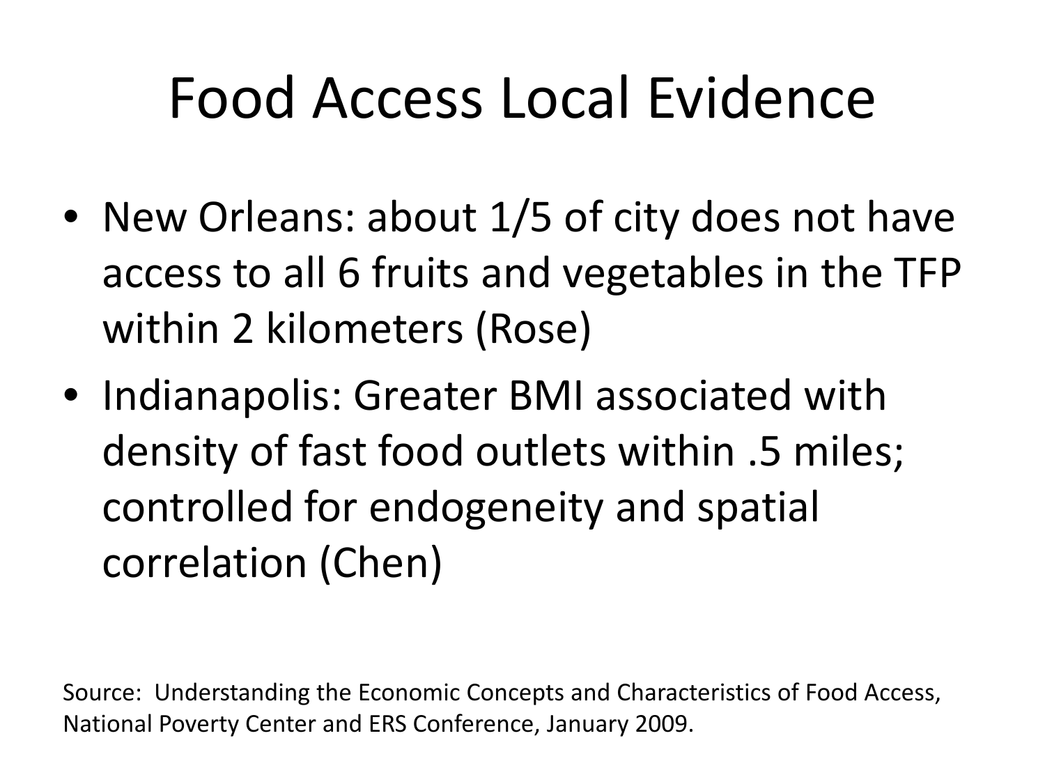# Food Access Local Evidence

- New Orleans: about 1/5 of city does not have access to all 6 fruits and vegetables in the TFP within 2 kilometers (Rose)
- Indianapolis: Greater BMI associated with density of fast food outlets within .5 miles; controlled for endogeneity and spatial correlation (Chen)

Source: Understanding the Economic Concepts and Characteristics of Food Access, National Poverty Center and ERS Conference, January 2009.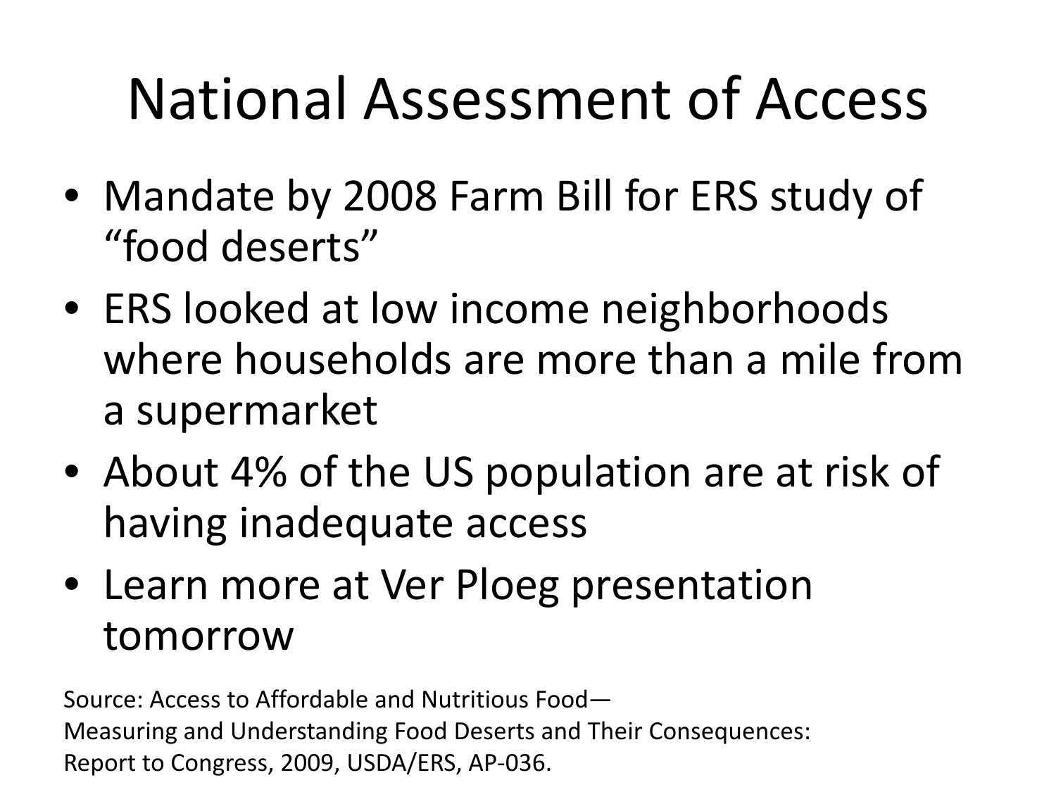# National Assessment of Access

- Mandate by 2008 Farm Bill for ERS study of "food deserts"
- ERS looked at low income neighborhoods where households are more than a mile from a supermarket
- About 4% of the US population are at risk of having inadequate access
- Learn more at Ver Ploeg presentation tomorrow

Source: Access to Affordable and Nutritious Food—
Measuring and Understanding Food Deserts and Their Consequences:
Report to Congress, 2009, USDA/ERS, AP-036.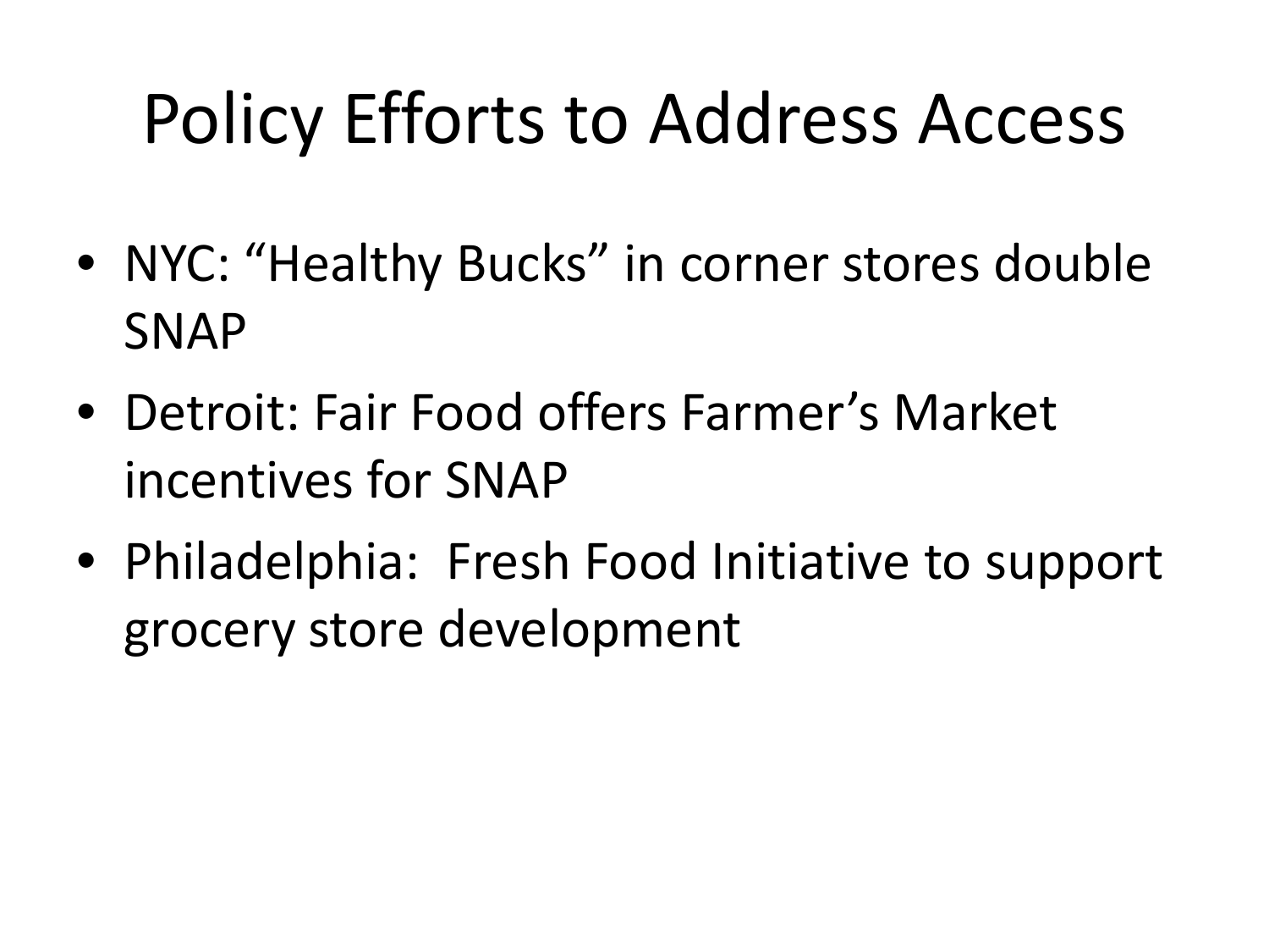# Policy Efforts to Address Access

- NYC: "Healthy Bucks" in corner stores double SNAP
- Detroit: Fair Food offers Farmer's Market incentives for SNAP
- Philadelphia: Fresh Food Initiative to support grocery store development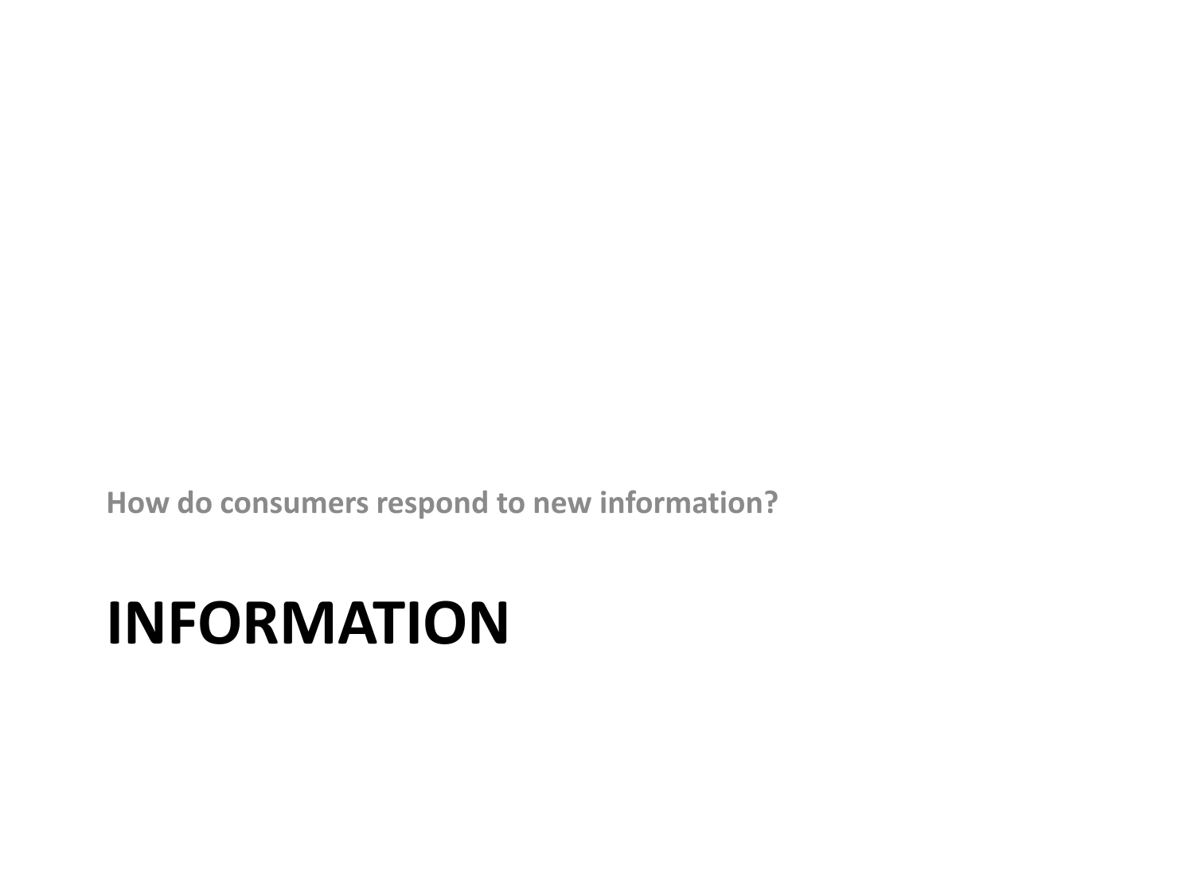How do consumers respond to new information?

# INFORMATION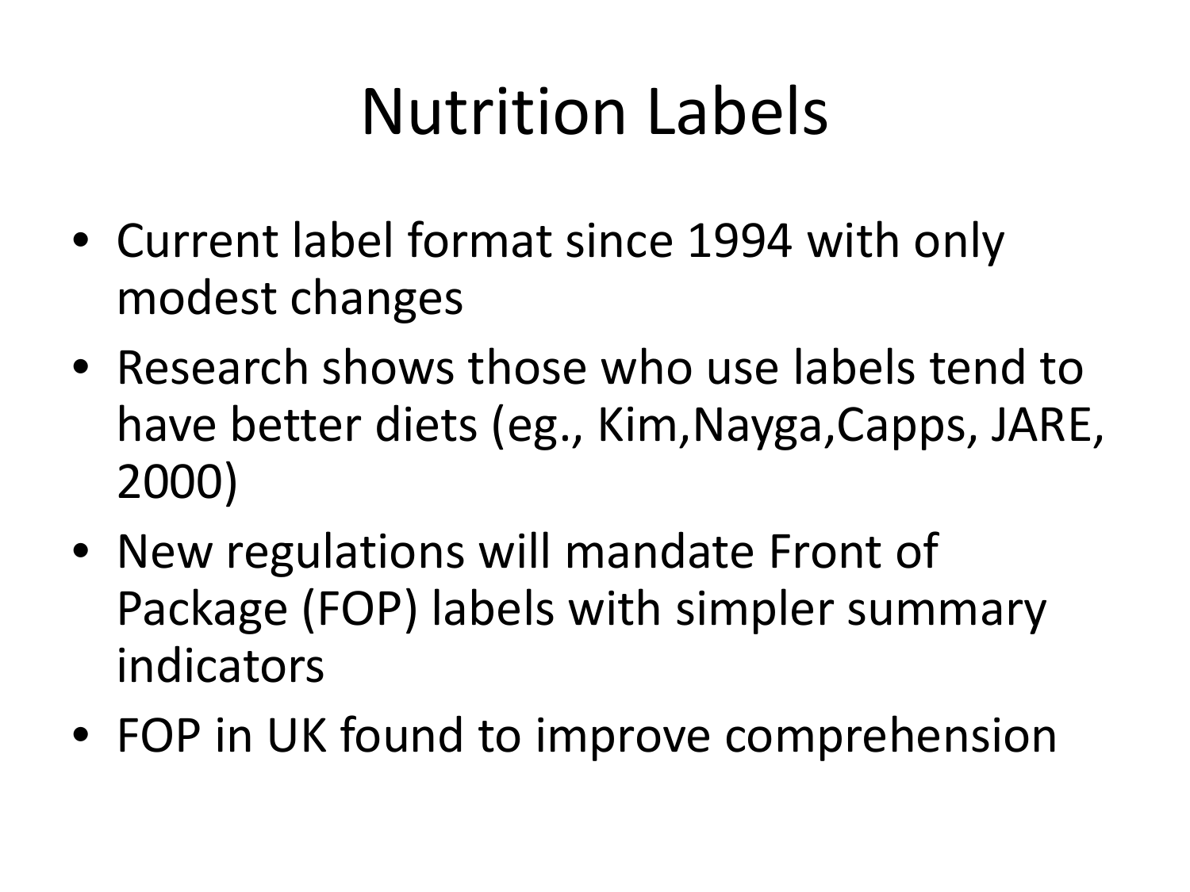# Nutrition Labels

- Current label format since 1994 with only modest changes
- Research shows those who use labels tend to have better diets (eg., Kim,Nayga,Capps, JARE, 2000)
- New regulations will mandate Front of Package (FOP) labels with simpler summary indicators
- FOP in UK found to improve comprehension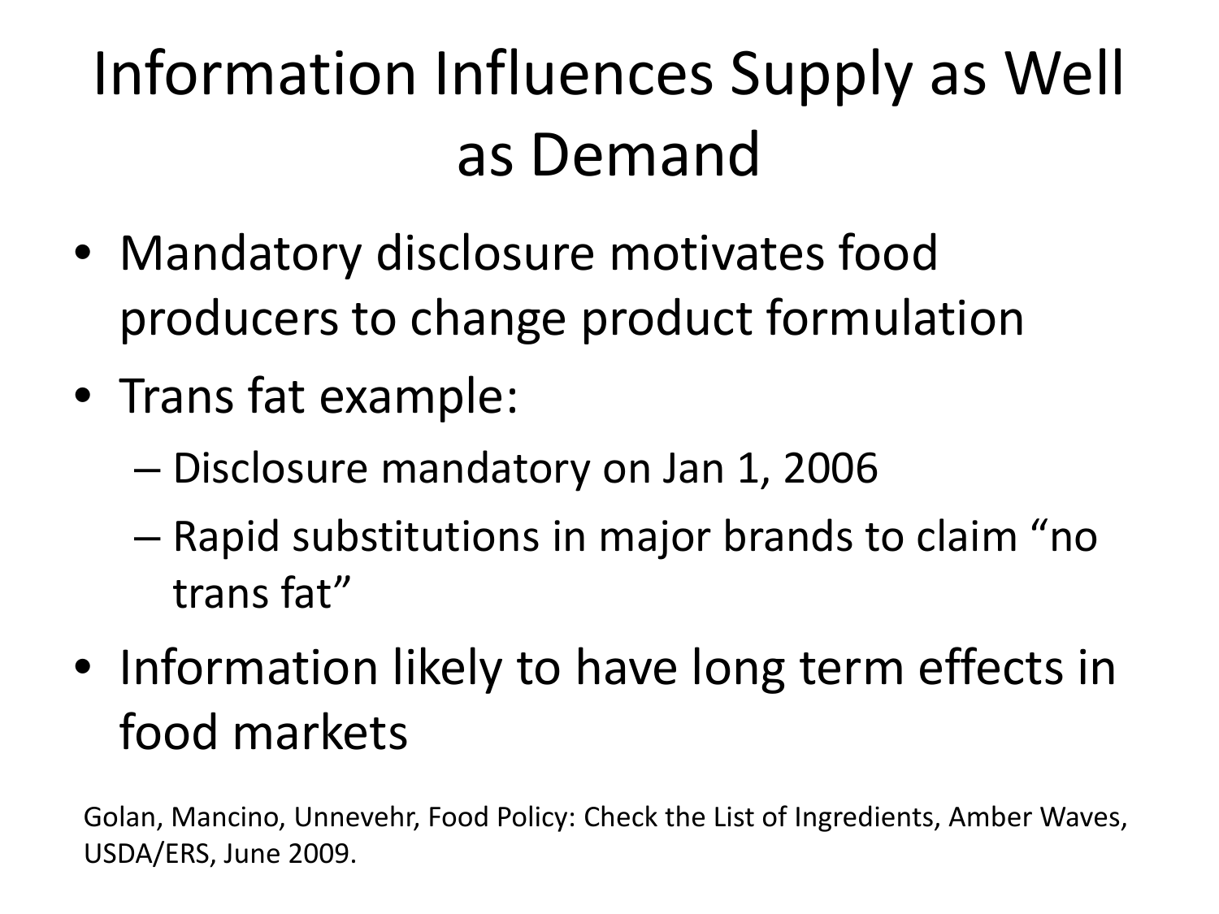# Information Influences Supply as Well as Demand

- Mandatory disclosure motivates food producers to change product formulation
- Trans fat example:
  - Disclosure mandatory on Jan 1, 2006
  - Rapid substitutions in major brands to claim "no trans fat"
- Information likely to have long term effects in food markets

Golan, Mancino, Unnevehr, Food Policy: Check the List of Ingredients, Amber Waves, USDA/ERS, June 2009.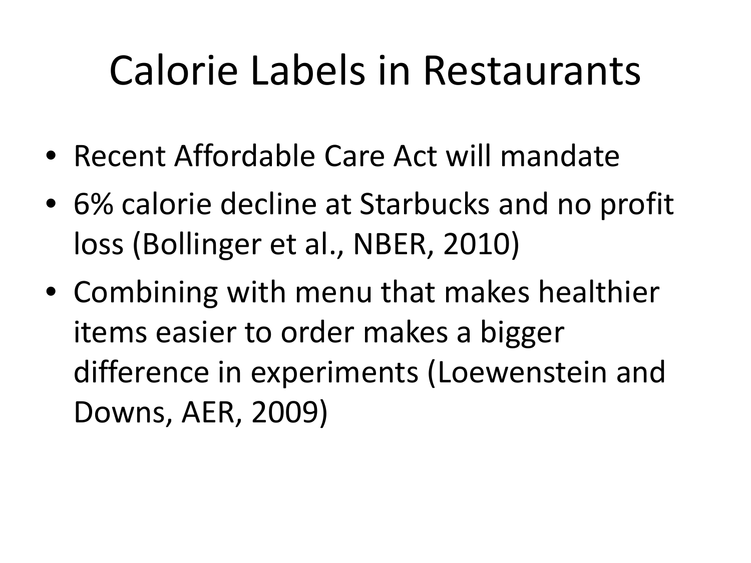# Calorie Labels in Restaurants

- Recent Affordable Care Act will mandate
- 6% calorie decline at Starbucks and no profit loss (Bollinger et al., NBER, 2010)
- Combining with menu that makes healthier items easier to order makes a bigger difference in experiments (Loewenstein and Downs, AER, 2009)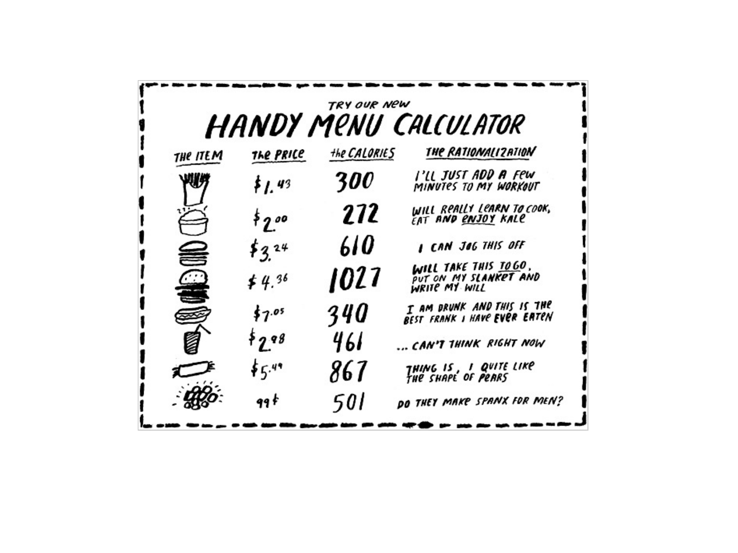TRY OUR NEW

# HANDY MENU CALCULATOR

| THE ITEM | THE PRICE | THE CALORIES | THE RATIONALIZATION |
| --- | --- | --- | --- |
| | $1.43 | 300 | I'LL JUST ADD A FEW MINUTES TO MY WORKOUT |
| | $2.00 | 272 | WILL REALLY LEARN TO COOK, EAT AND ENJOY KALE |
| | $3.24 | 610 | I CAN JOG THIS OFF |
| | $4.36 | 1027 | WILL TAKE THIS TO GO, PUT ON MY SLANKET AND WRITE MY WILL |
| | $7.05 | 340 | I AM DRUNK AND THIS IS THE BEST FRANK I HAVE EVER EATEN |
| | $2.98 | 461 | ... CAN'T THINK RIGHT NOW |
| | $5.49 | 867 | THING IS, I QUITE LIKE THE SHAPE OF PEARS |
| | 99¢ | 501 | DO THEY MAKE SPANX FOR MEN? |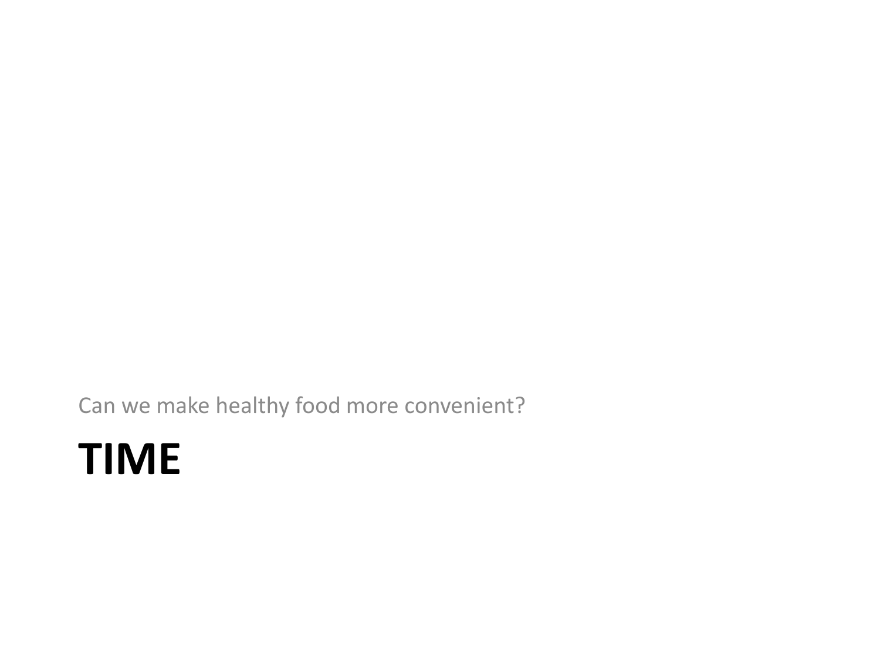Can we make healthy food more convenient?

# TIME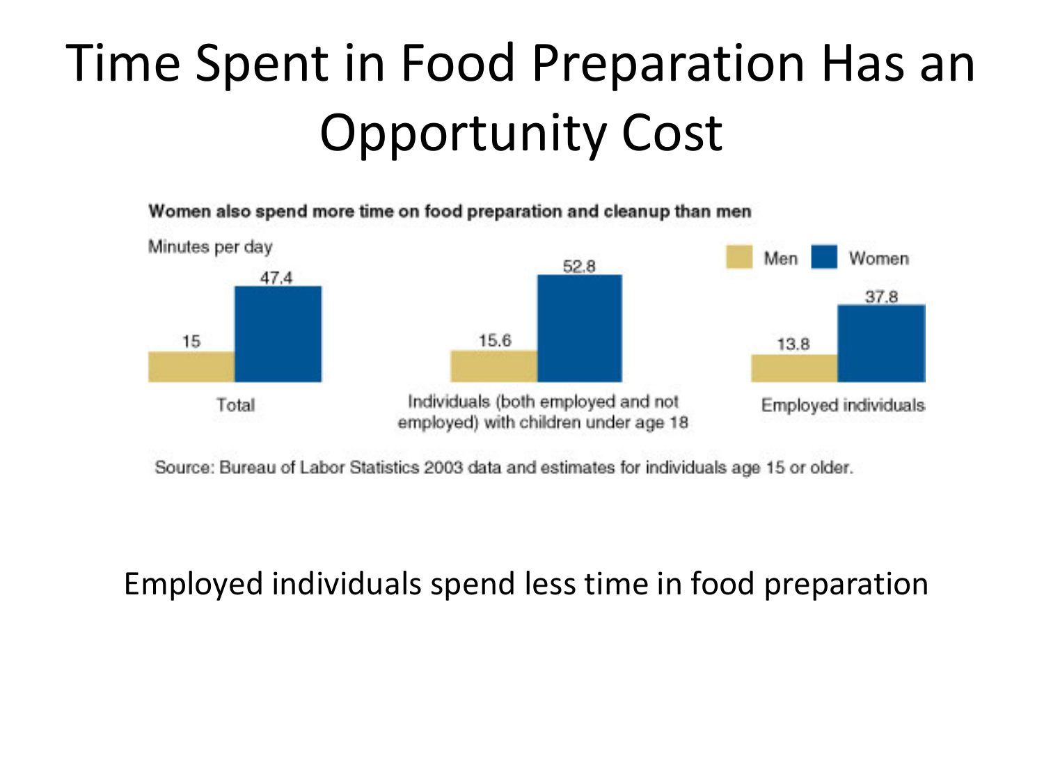# Time Spent in Food Preparation Has an Opportunity Cost

**Women also spend more time on food preparation and cleanup than men**

Minutes per day

| | Men | Women |
|---|---|---|
| Total | 15 | 47.4 |
| Individuals (both employed and not employed) with children under age 18 | 15.6 | 52.8 |
| Employed individuals | 13.8 | 37.8 |

Source: Bureau of Labor Statistics 2003 data and estimates for individuals age 15 or older.

Employed individuals spend less time in food preparation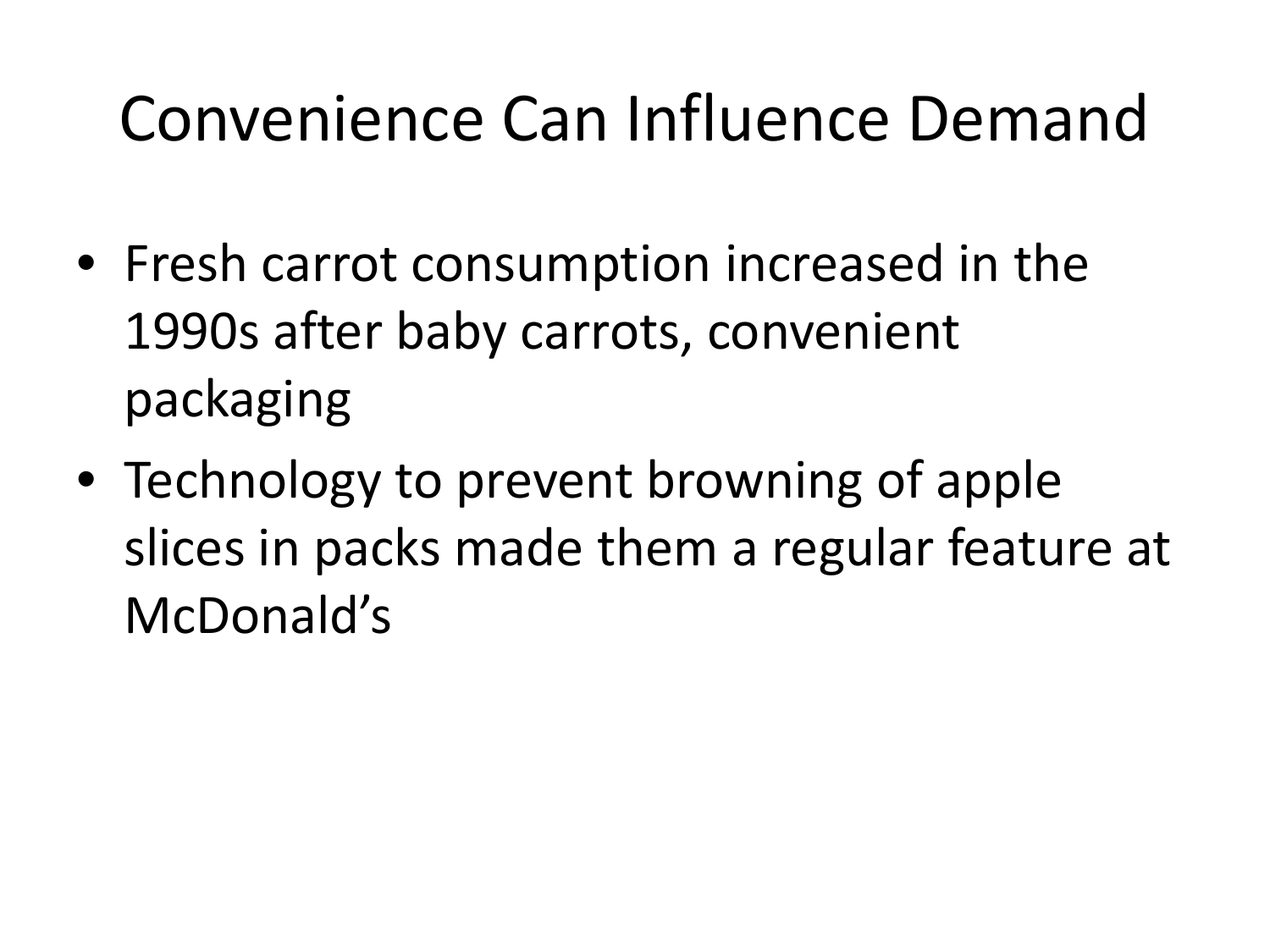# Convenience Can Influence Demand

- Fresh carrot consumption increased in the 1990s after baby carrots, convenient packaging
- Technology to prevent browning of apple slices in packs made them a regular feature at McDonald's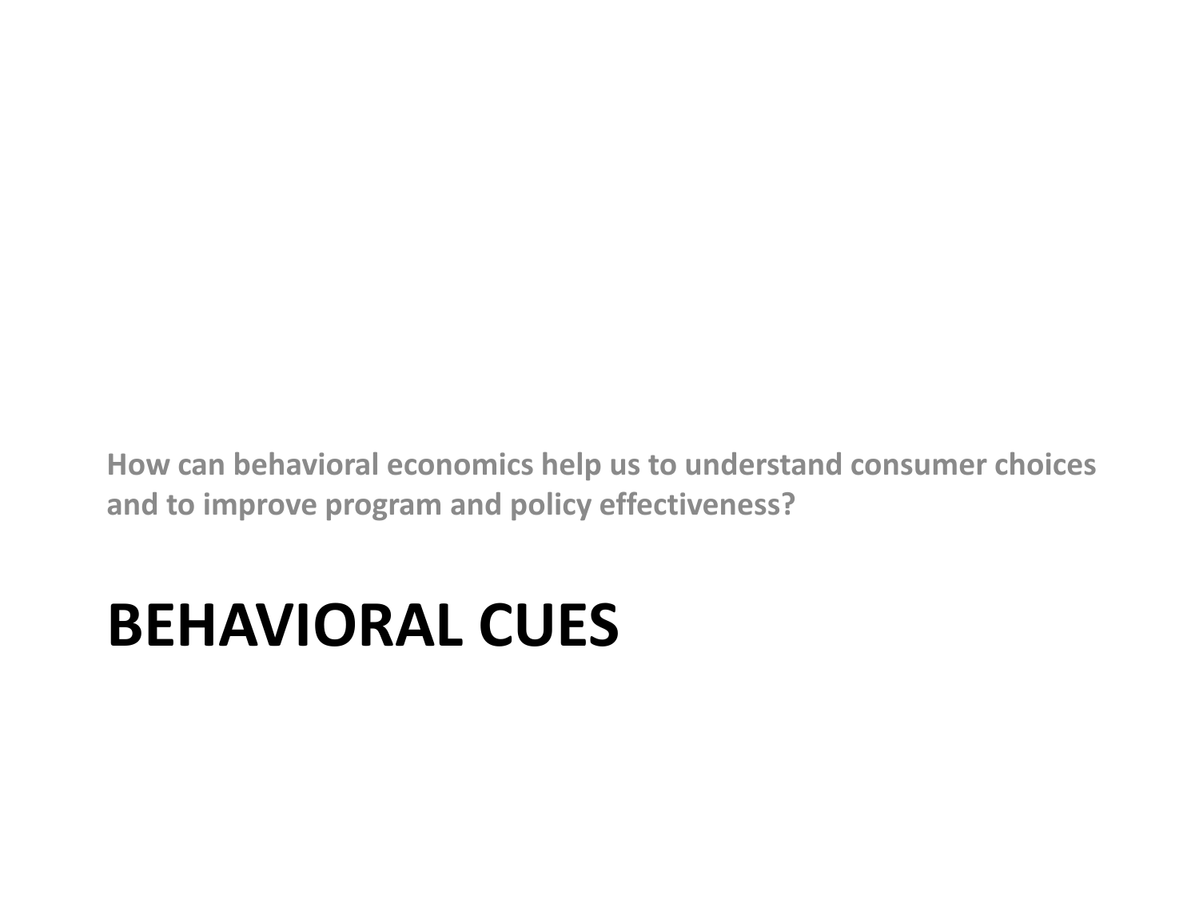How can behavioral economics help us to understand consumer choices and to improve program and policy effectiveness?

# BEHAVIORAL CUES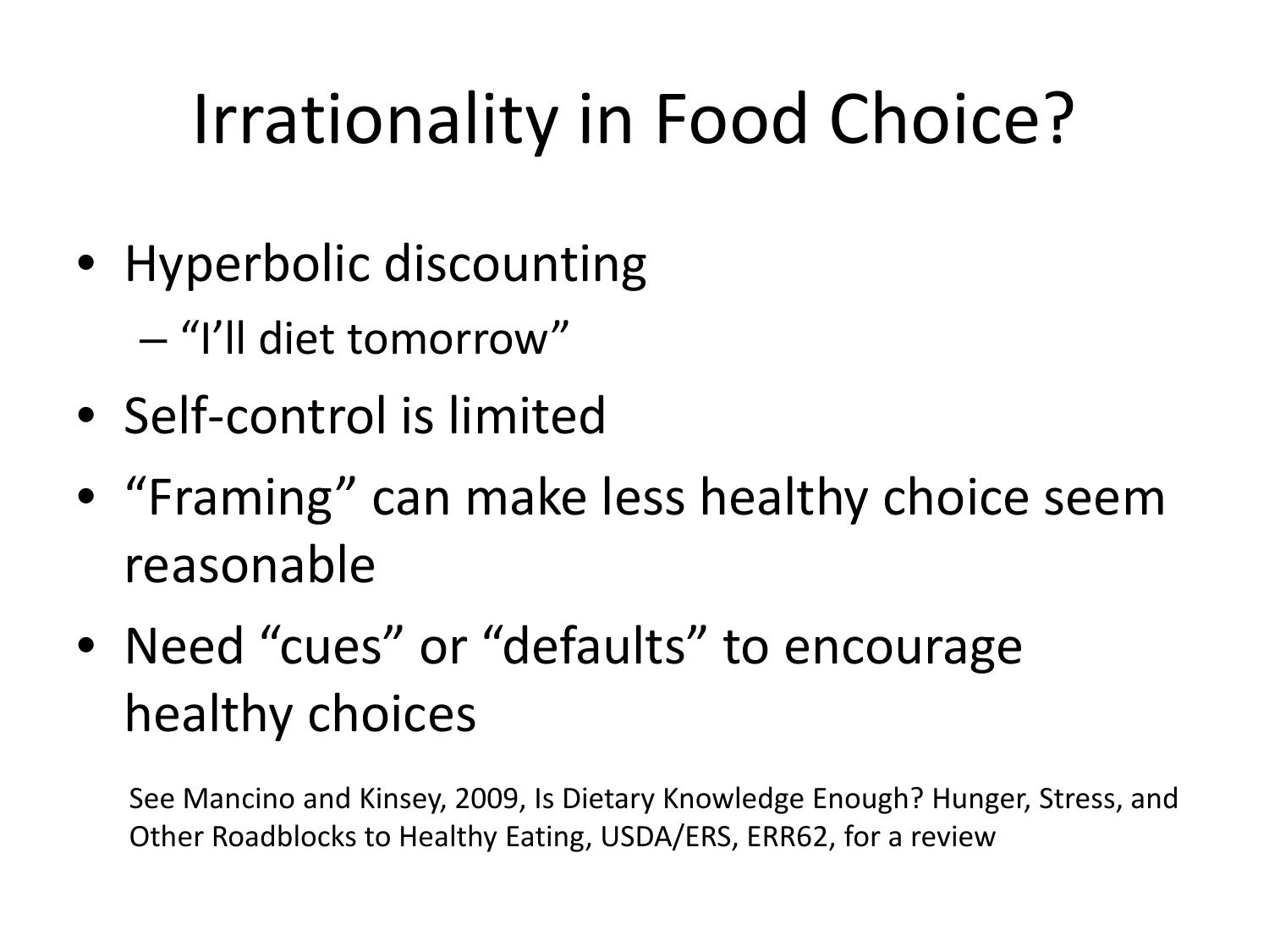# Irrationality in Food Choice?

- Hyperbolic discounting
  - "I'll diet tomorrow"
- Self-control is limited
- "Framing" can make less healthy choice seem reasonable
- Need "cues" or "defaults" to encourage healthy choices

See Mancino and Kinsey, 2009, Is Dietary Knowledge Enough? Hunger, Stress, and Other Roadblocks to Healthy Eating, USDA/ERS, ERR62, for a review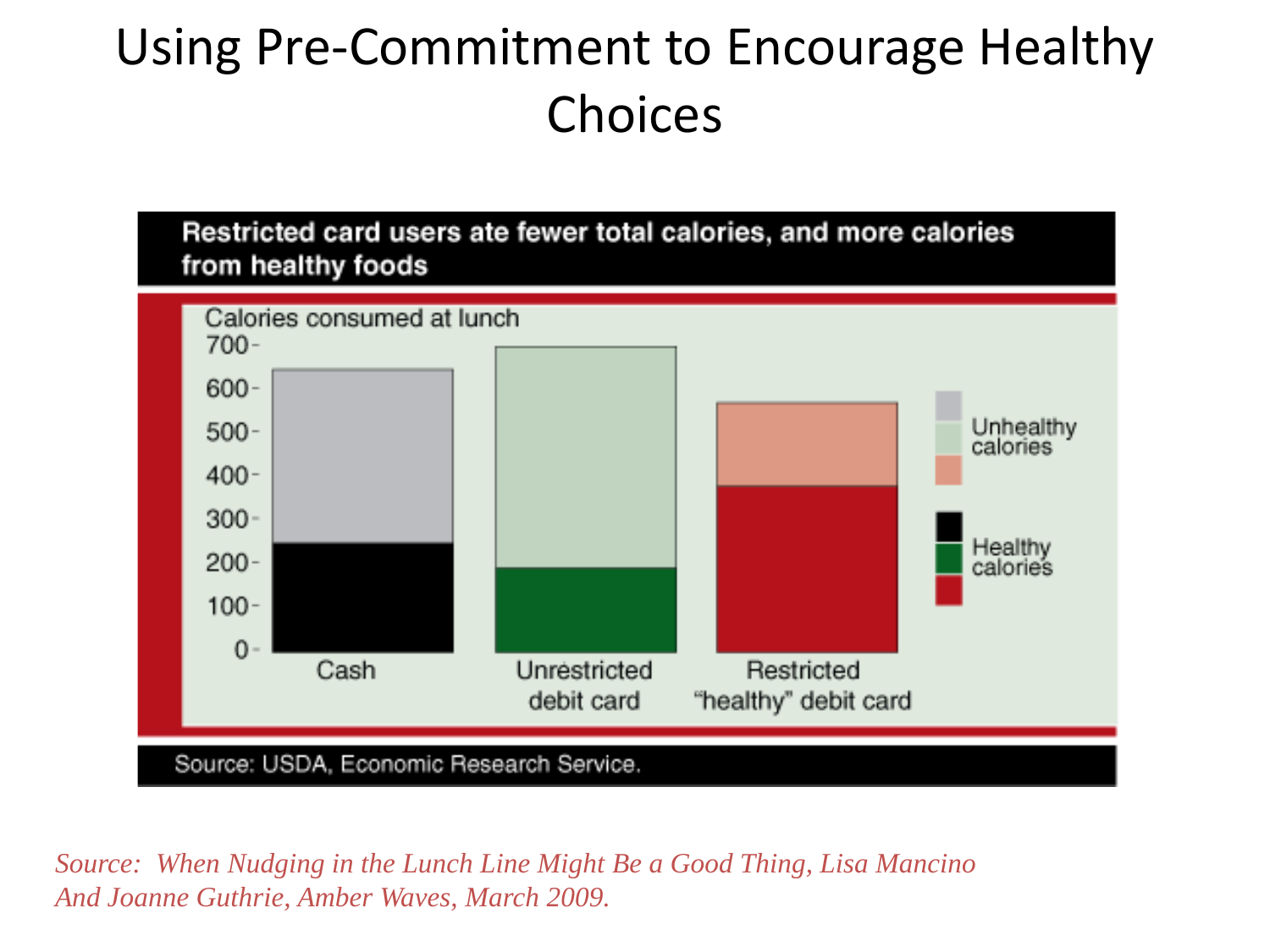# Using Pre-Commitment to Encourage Healthy Choices

**Restricted card users ate fewer total calories, and more calories from healthy foods**

Calories consumed at lunch

| | Cash | Unrestricted debit card | Restricted "healthy" debit card |
|---|---|---|---|
| Healthy calories | ~250 | ~190 | ~380 |
| Unhealthy calories | ~395 | ~505 | ~190 |
| Total | ~645 | ~695 | ~570 |

Source: USDA, Economic Research Service.

*Source: When Nudging in the Lunch Line Might Be a Good Thing, Lisa Mancino And Joanne Guthrie, Amber Waves, March 2009.*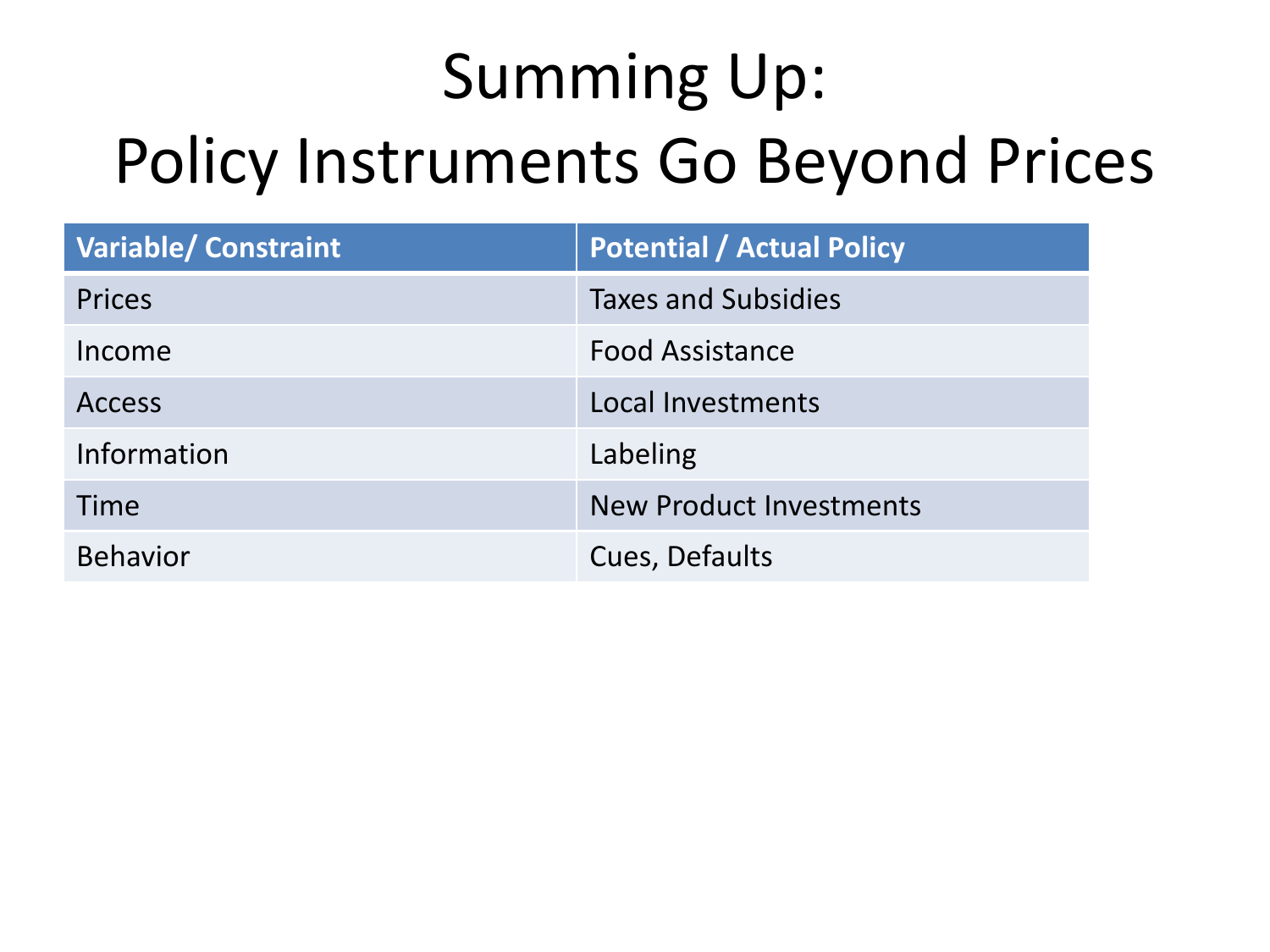# Summing Up: Policy Instruments Go Beyond Prices

| Variable/ Constraint | Potential / Actual Policy |
|---|---|
| Prices | Taxes and Subsidies |
| Income | Food Assistance |
| Access | Local Investments |
| Information | Labeling |
| Time | New Product Investments |
| Behavior | Cues, Defaults |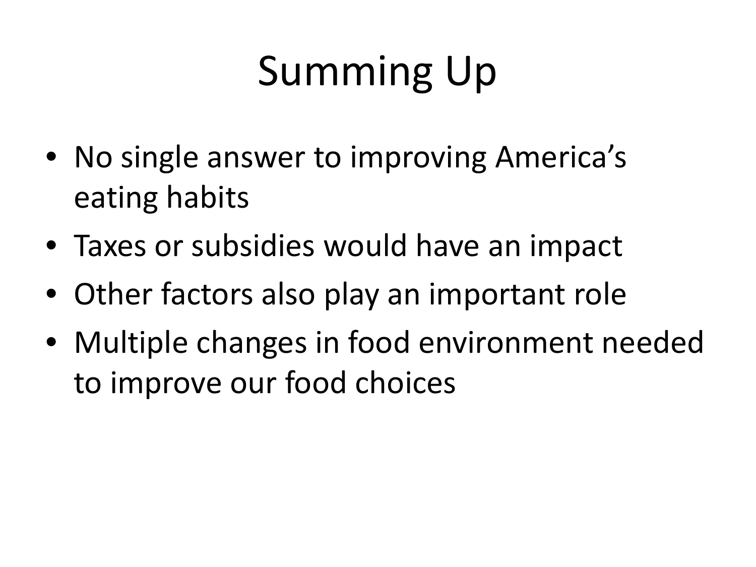# Summing Up

- No single answer to improving America's eating habits
- Taxes or subsidies would have an impact
- Other factors also play an important role
- Multiple changes in food environment needed to improve our food choices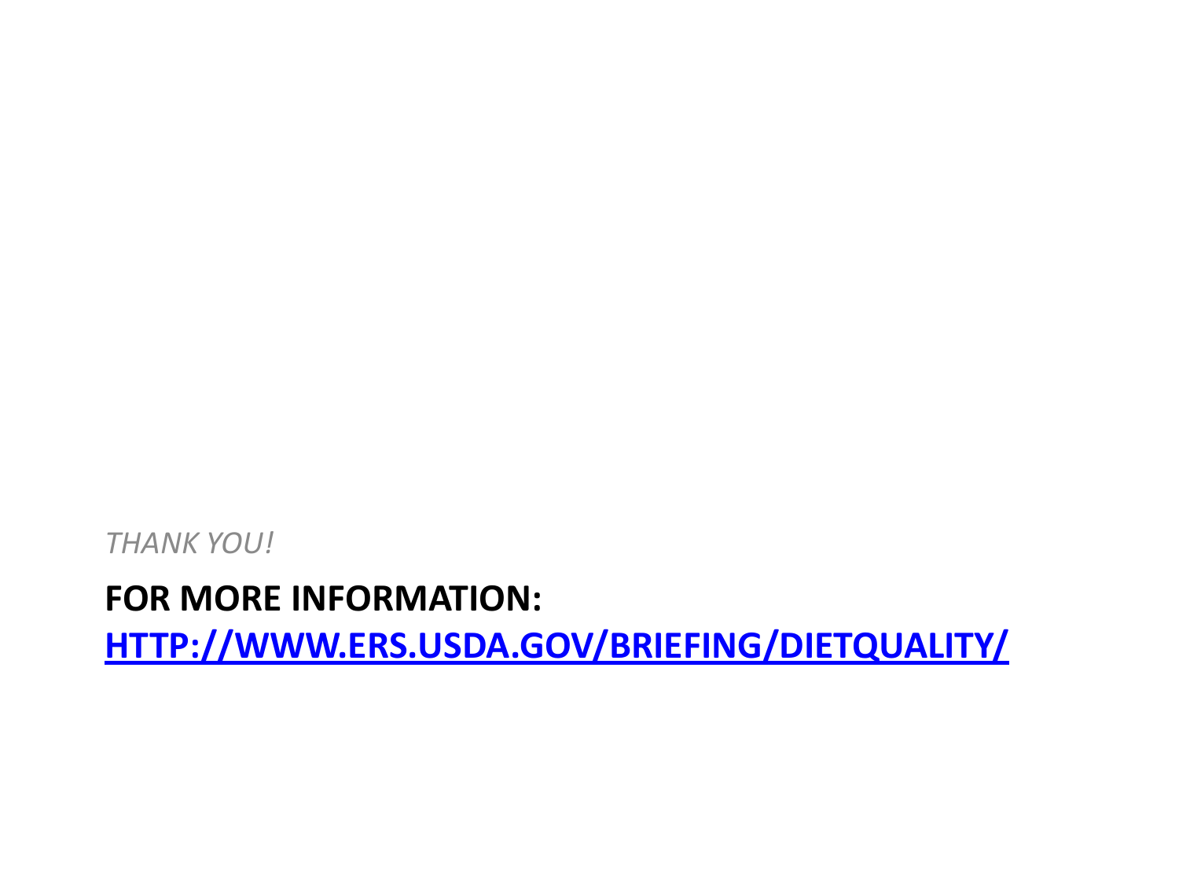*THANK YOU!*

# FOR MORE INFORMATION:

[HTTP://WWW.ERS.USDA.GOV/BRIEFING/DIETQUALITY/](HTTP://WWW.ERS.USDA.GOV/BRIEFING/DIETQUALITY/)